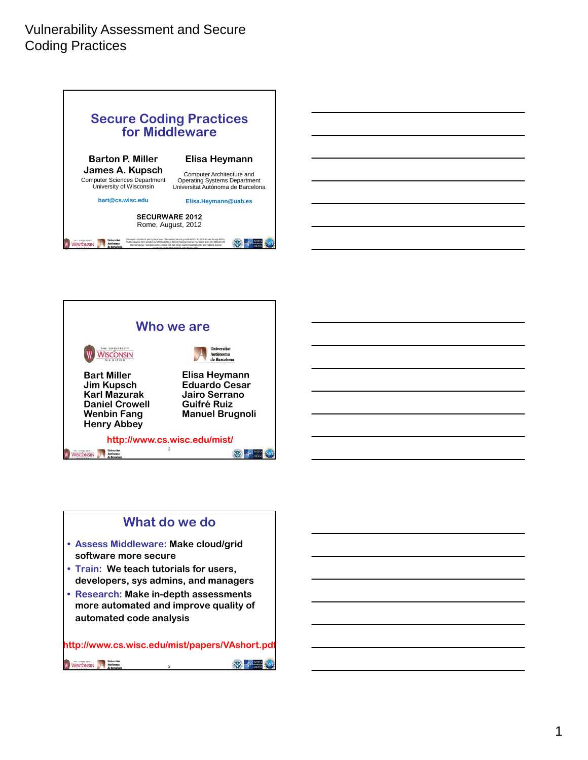# Vulnerability Assessment and Secure Coding Practices

## Secure Coding Practices for Middleware

**Barton P. Miller**
**James A. Kupsch**
Computer Sciences Department
University of Wisconsin

bart@cs.wisc.edu

**Elisa Heymann**
Computer Architecture and Operating Systems Department
Universitat Autònoma de Barcelona

Elisa.Heymann@uab.es

**SECURWARE 2012**
Rome, August, 2012

## Who we are

**Bart Miller**
**Jim Kupsch**
**Karl Mazurak**
**Daniel Crowell**
**Wenbin Fang**
**Henry Abbey**

**Elisa Heymann**
**Eduardo Cesar**
**Jairo Serrano**
**Guifré Ruiz**
**Manuel Brugnoli**

http://www.cs.wisc.edu/mist/

## What do we do

- Assess Middleware: **Make cloud/grid software more secure**
- Train: **We teach tutorials for users, developers, sys admins, and managers**
- Research: **Make in-depth assessments more automated and improve quality of automated code analysis**

http://www.cs.wisc.edu/mist/papers/VAshort.pdf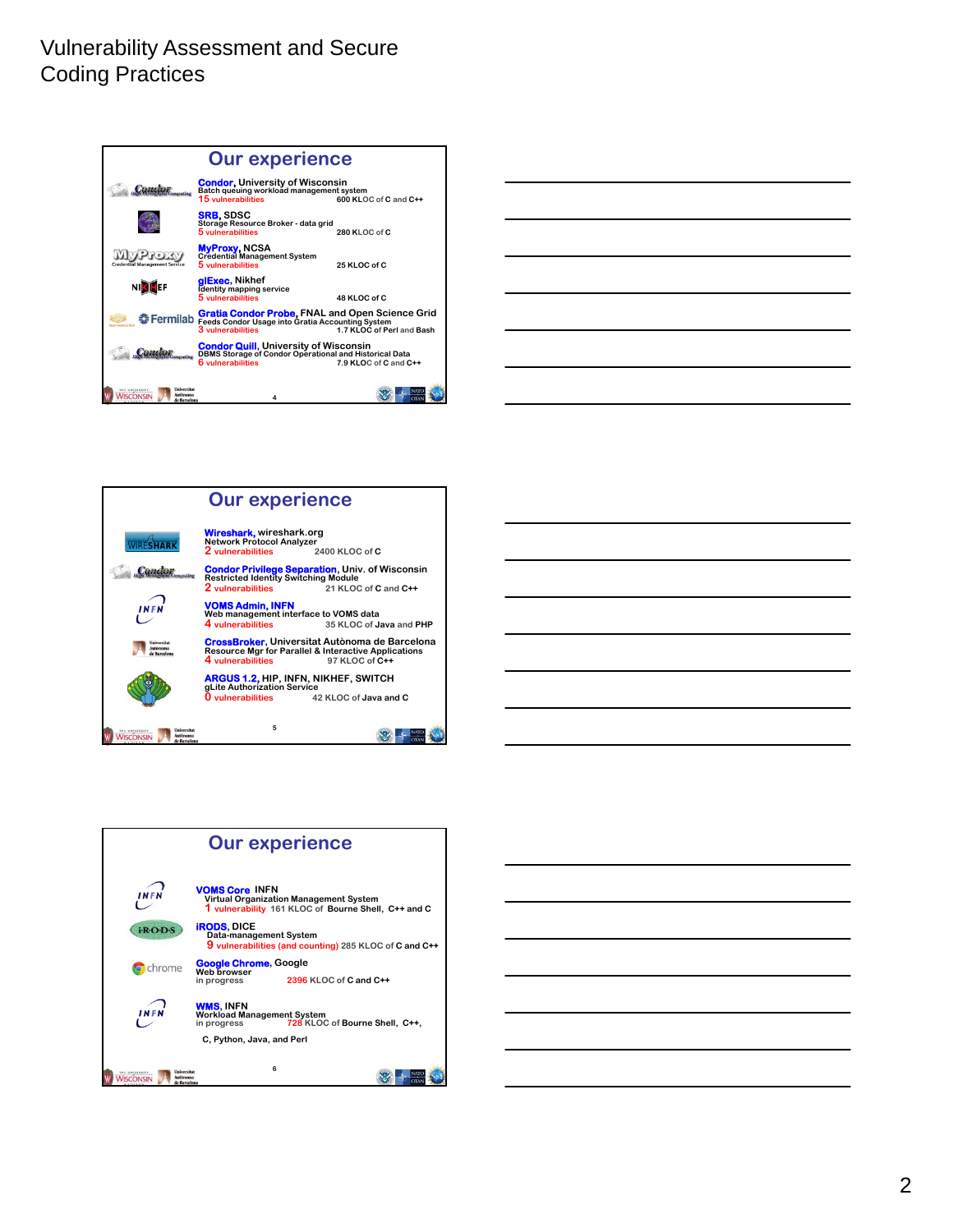## Our experience

**Condor**, University of Wisconsin
Batch queuing workload management system
15 vulnerabilities — 600 KLOC of C and C++

**SRB**, SDSC
Storage Resource Broker - data grid
5 vulnerabilities — 280 KLOC of C

**MyProxy**, NCSA
Credential Management System
5 vulnerabilities — 25 KLOC of C

**glExec**, Nikhef
Identity mapping service
5 vulnerabilities — 48 KLOC of C

**Gratia Condor Probe**, FNAL and Open Science Grid
Feeds Condor Usage into Gratia Accounting System
3 vulnerabilities — 1.7 KLOC of Perl and Bash

**Condor Quill**, University of Wisconsin
DBMS Storage of Condor Operational and Historical Data
6 vulnerabilities — 7.9 KLOC of C and C++

## Our experience

**Wireshark**, wireshark.org
Network Protocol Analyzer
2 vulnerabilities — 2400 KLOC of C

**Condor Privilege Separation**, Univ. of Wisconsin
Restricted Identity Switching Module
2 vulnerabilities — 21 KLOC of C and C++

**VOMS Admin, INFN**
Web management interface to VOMS data
4 vulnerabilities — 35 KLOC of Java and PHP

**CrossBroker**, Universitat Autònoma de Barcelona
Resource Mgr for Parallel & Interactive Applications
4 vulnerabilities — 97 KLOC of C++

**ARGUS 1.2**, HIP, INFN, NIKHEF, SWITCH
gLite Authorization Service
0 vulnerabilities — 42 KLOC of Java and C

## Our experience

**VOMS Core** INFN
Virtual Organization Management System
1 vulnerability — 161 KLOC of Bourne Shell, C++ and C

**iRODS**, DICE
Data-management System
9 vulnerabilities (and counting) — 285 KLOC of C and C++

**Google Chrome**, Google
Web browser
in progress — 2396 KLOC of C and C++

**WMS**, INFN
Workload Management System
in progress — 728 KLOC of Bourne Shell, C++, C, Python, Java, and Perl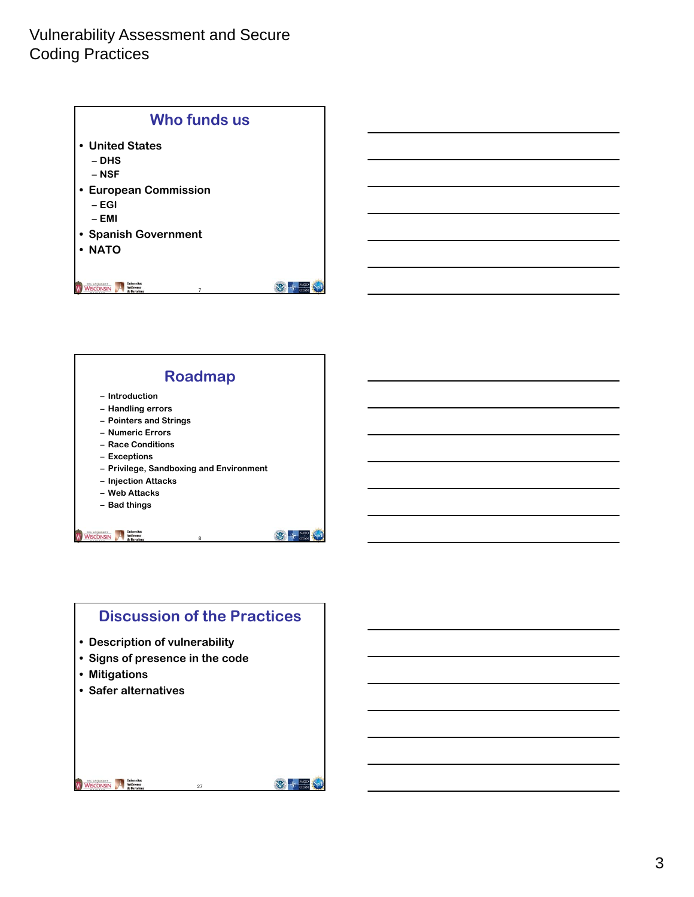## Who funds us

- United States
  - DHS
  - NSF
- European Commission
  - EGI
  - EMI
- Spanish Government
- NATO

## Roadmap

- Introduction
- Handling errors
- Pointers and Strings
- Numeric Errors
- Race Conditions
- Exceptions
- Privilege, Sandboxing and Environment
- Injection Attacks
- Web Attacks
- Bad things

## Discussion of the Practices

- Description of vulnerability
- Signs of presence in the code
- Mitigations
- Safer alternatives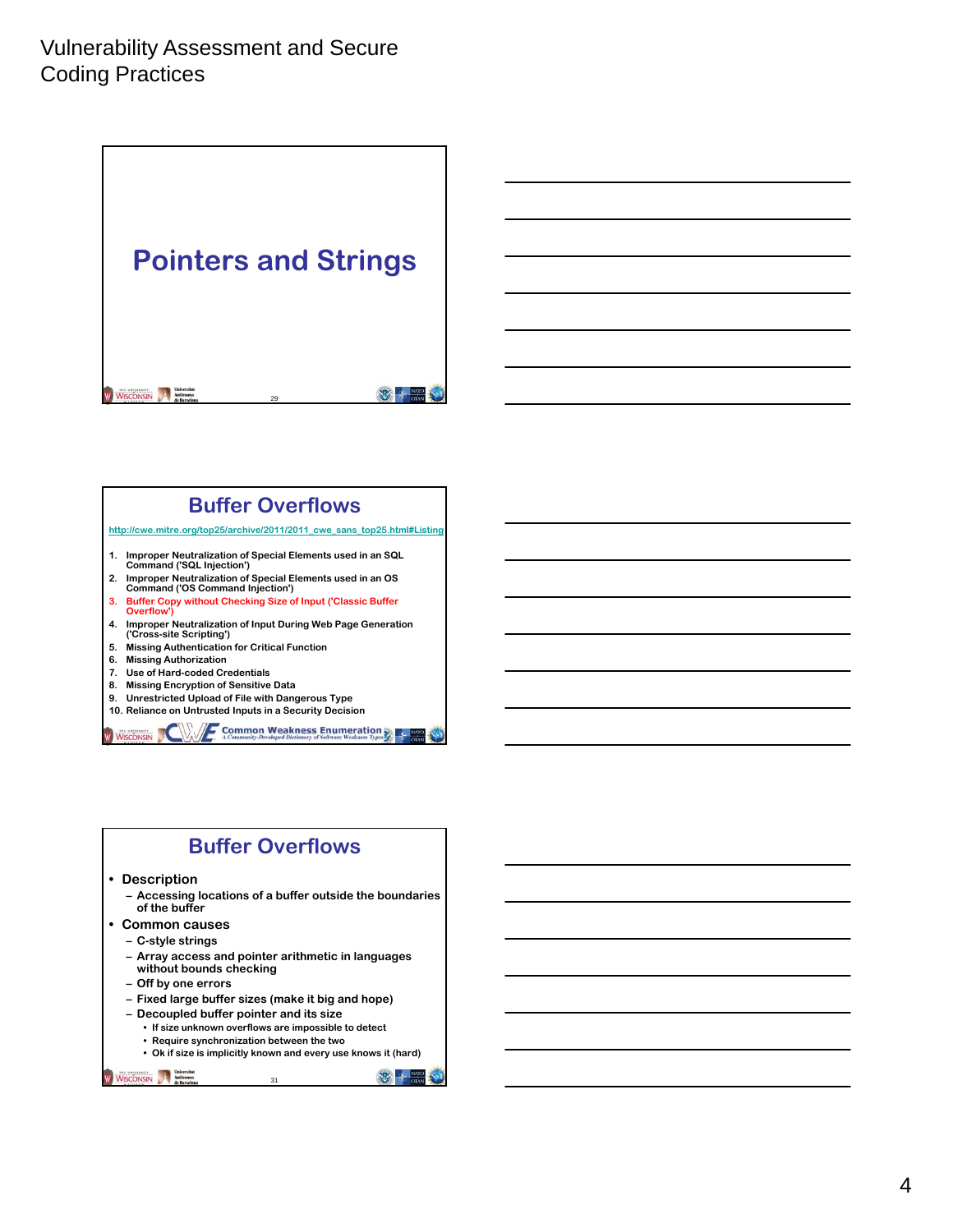# Vulnerability Assessment and Secure Coding Practices

## Pointers and Strings

## Buffer Overflows

http://cwe.mitre.org/top25/archive/2011/2011_cwe_sans_top25.html#Listing

1. Improper Neutralization of Special Elements used in an SQL Command ('SQL Injection')
2. Improper Neutralization of Special Elements used in an OS Command ('OS Command Injection')
3. Buffer Copy without Checking Size of Input ('Classic Buffer Overflow')
4. Improper Neutralization of Input During Web Page Generation ('Cross-site Scripting')
5. Missing Authentication for Critical Function
6. Missing Authorization
7. Use of Hard-coded Credentials
8. Missing Encryption of Sensitive Data
9. Unrestricted Upload of File with Dangerous Type
10. Reliance on Untrusted Inputs in a Security Decision

## Buffer Overflows

- Description
  - Accessing locations of a buffer outside the boundaries of the buffer
- Common causes
  - C-style strings
  - Array access and pointer arithmetic in languages without bounds checking
  - Off by one errors
  - Fixed large buffer sizes (make it big and hope)
  - Decoupled buffer pointer and its size
    - If size unknown overflows are impossible to detect
    - Require synchronization between the two
    - Ok if size is implicitly known and every use knows it (hard)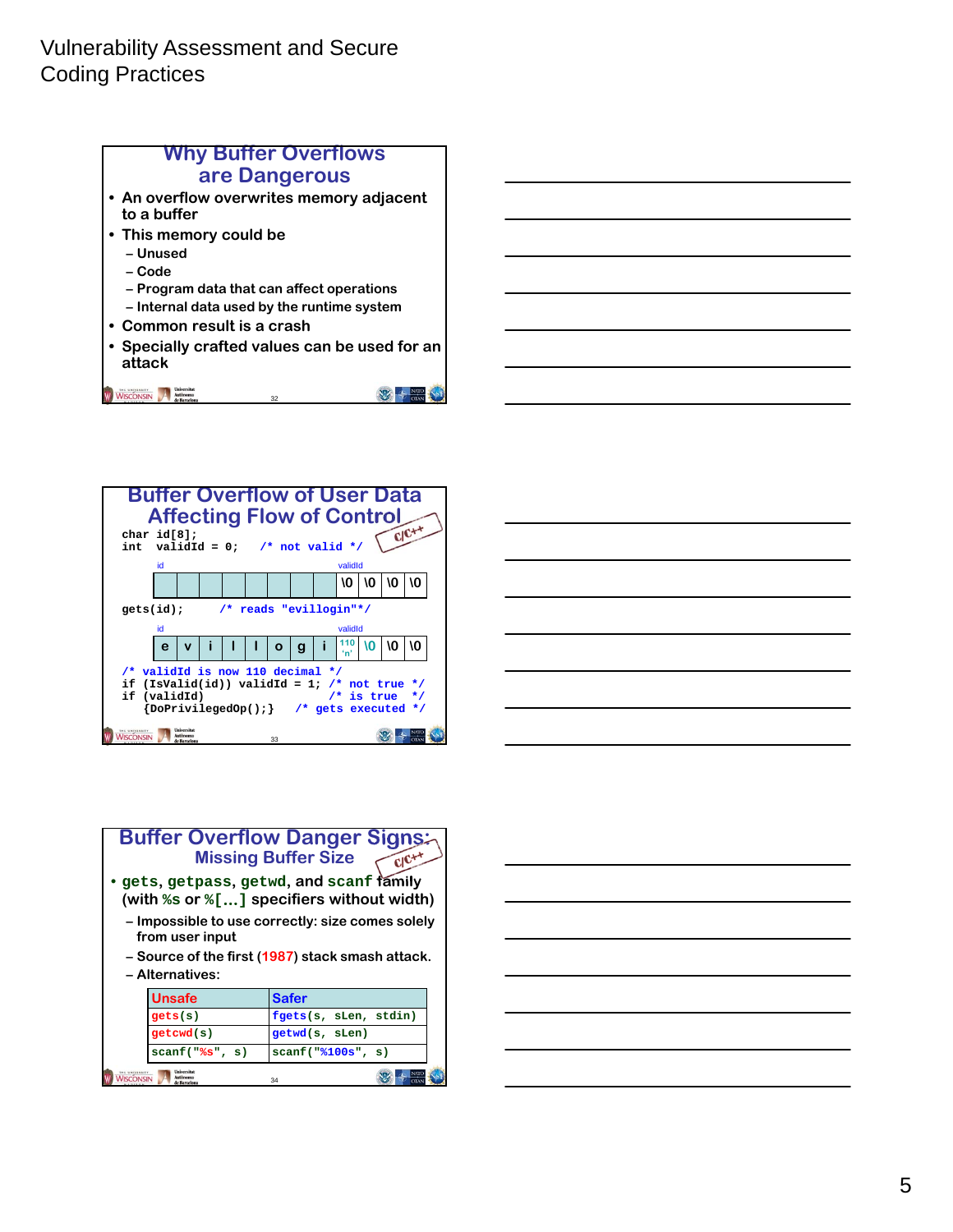Vulnerability Assessment and Secure Coding Practices

## Why Buffer Overflows are Dangerous

- An overflow overwrites memory adjacent to a buffer
- This memory could be
  - Unused
  - Code
  - Program data that can affect operations
  - Internal data used by the runtime system
- Common result is a crash
- Specially crafted values can be used for an attack

## Buffer Overflow of User Data Affecting Flow of Control

C/C++

```
char id[8];
int  validId = 0;    /* not valid */
```

| id | | | | | | | | validId | | | |
|---|---|---|---|---|---|---|---|---|---|---|---|
| | | | | | | | | \0 | \0 | \0 | \0 |

```
gets(id);      /* reads "evillogin"*/
```

| id | | | | | | | | validId | | | |
|---|---|---|---|---|---|---|---|---|---|---|---|
| e | v | i | l | l | o | g | i | 110 'n' | \0 | \0 | \0 |

```
/* validId is now 110 decimal */
if (IsValid(id)) validId = 1; /* not true */
if (validId)                  /* is true  */
   {DoPrivilegedOp();}    /* gets executed */
```

## Buffer Overflow Danger Signs: Missing Buffer Size

C/C++

- `gets`, `getpass`, `getwd`, and `scanf` family (with `%s` or `%[…]` specifiers without width)
  - Impossible to use correctly: size comes solely from user input
  - Source of the first (1987) stack smash attack.
  - Alternatives:

| Unsafe | Safer |
|---|---|
| `gets(s)` | `fgets(s, sLen, stdin)` |
| `getcwd(s)` | `getwd(s, sLen)` |
| `scanf("%s", s)` | `scanf("%100s", s)` |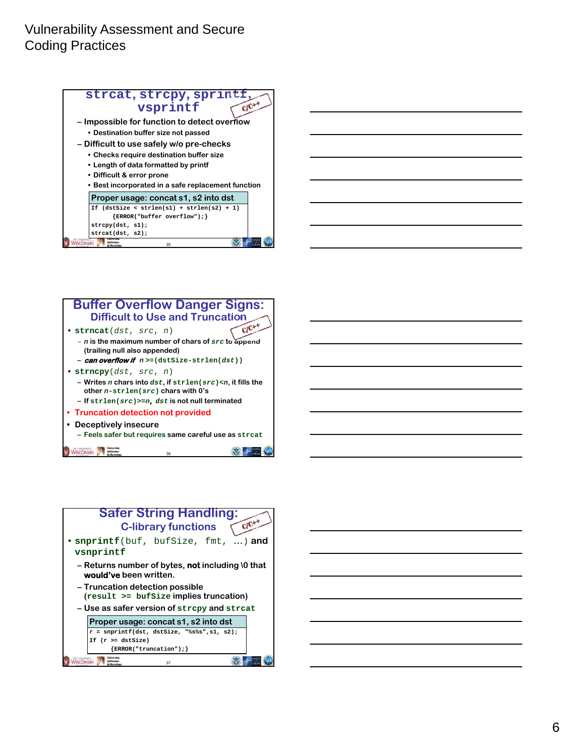# Vulnerability Assessment and Secure Coding Practices

## strcat, strcpy, sprintf, vsprintf

C/C++

- Impossible for function to detect overflow
  - Destination buffer size not passed
- Difficult to use safely w/o pre-checks
  - Checks require destination buffer size
  - Length of data formatted by printf
  - Difficult & error prone
  - Best incorporated in a safe replacement function

**Proper usage: concat s1, s2 into dst**

```
If (dstSize < strlen(s1) + strlen(s2) + 1)
      {ERROR("buffer overflow");}
strcpy(dst, s1);
strcat(dst, s2);
```

## Buffer Overflow Danger Signs: Difficult to Use and Truncation

C/C++

- `strncat(dst, src, n)`
  - *n* is the maximum number of chars of *src* to append (trailing null also appended)
  - *can overflow if* `n >=(dstSize-strlen(dst))`
- `strncpy(dst, src, n)`
  - Writes *n* chars into *dst*, if `strlen(src)<n`, it fills the other `n-strlen(src)` chars with 0's
  - If `strlen(src)>=n`, *dst* is not null terminated
- Truncation detection not provided
- Deceptively insecure
  - Feels safer but requires same careful use as `strcat`

## Safer String Handling: C-library functions

C/C++

- `snprintf(buf, bufSize, fmt, …)` and `vsnprintf`
  - Returns number of bytes, **not** including \0 that **would've** been written.
  - Truncation detection possible (`result >= bufSize` implies truncation)
  - Use as safer version of `strcpy` and `strcat`

**Proper usage: concat s1, s2 into dst**

```
r = snprintf(dst, dstSize, "%s%s",s1, s2);
If (r >= dstSize)
      {ERROR("truncation");}
```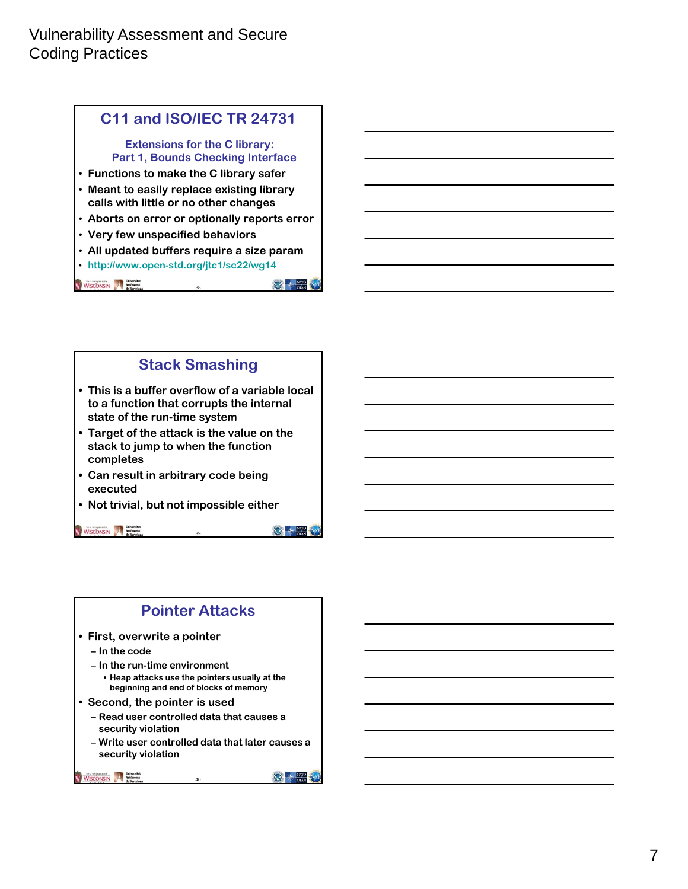## C11 and ISO/IEC TR 24731

### Extensions for the C library: Part 1, Bounds Checking Interface

- Functions to make the C library safer
- Meant to easily replace existing library calls with little or no other changes
- Aborts on error or optionally reports error
- Very few unspecified behaviors
- All updated buffers require a size param
- http://www.open-std.org/jtc1/sc22/wg14

## Stack Smashing

- This is a buffer overflow of a variable local to a function that corrupts the internal state of the run-time system
- Target of the attack is the value on the stack to jump to when the function completes
- Can result in arbitrary code being executed
- Not trivial, but not impossible either

## Pointer Attacks

- First, overwrite a pointer
  - In the code
  - In the run-time environment
    - Heap attacks use the pointers usually at the beginning and end of blocks of memory
- Second, the pointer is used
  - Read user controlled data that causes a security violation
  - Write user controlled data that later causes a security violation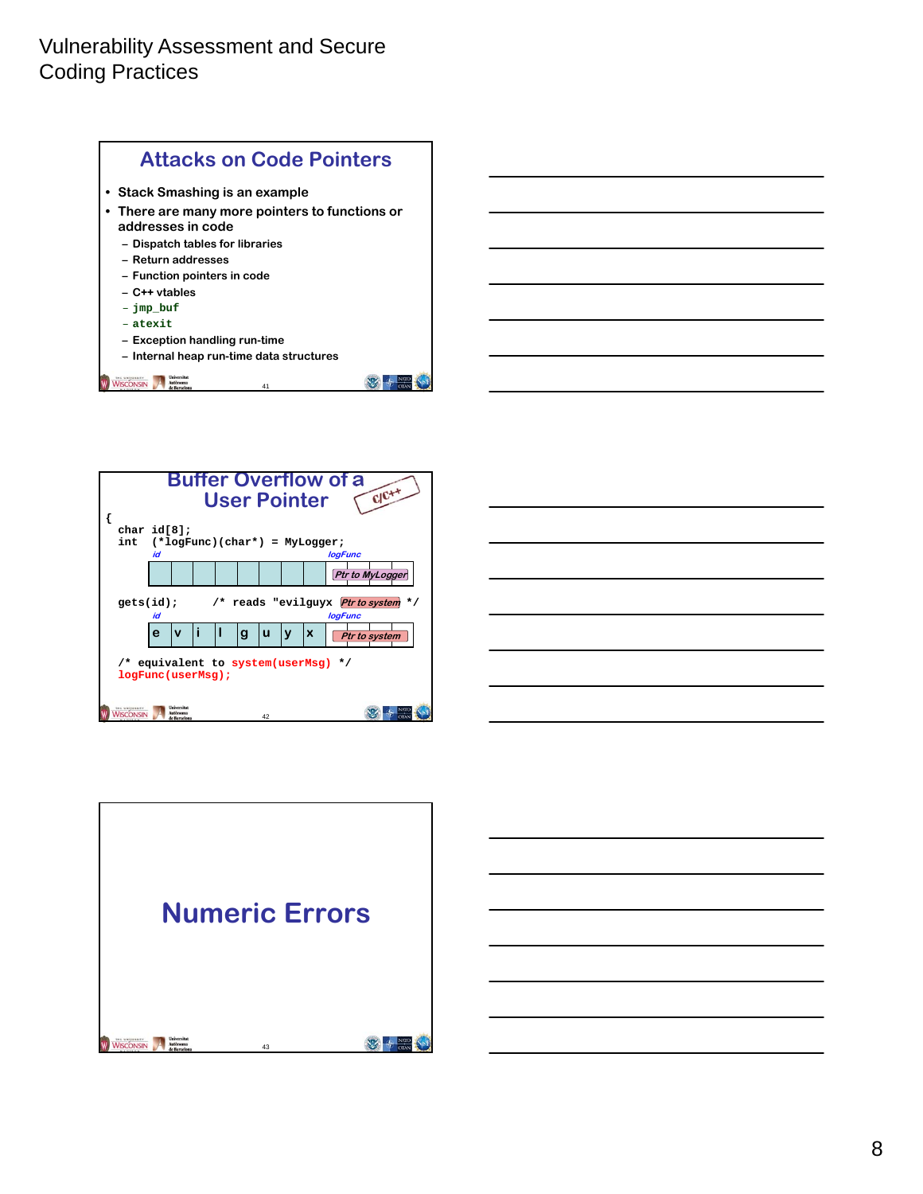## Attacks on Code Pointers

- Stack Smashing is an example
- There are many more pointers to functions or addresses in code
  - Dispatch tables for libraries
  - Return addresses
  - Function pointers in code
  - C++ vtables
  - `jmp_buf`
  - `atexit`
  - Exception handling run-time
  - Internal heap run-time data structures

## Buffer Overflow of a User Pointer

C/C++

```
{
  char id[8];
  int  (*logFunc)(char*) = MyLogger;
```

| id | | | | | | | | logFunc |
|---|---|---|---|---|---|---|---|---|
| | | | | | | | | Ptr to MyLogger |

```
  gets(id);    /* reads "evilguyx Ptr to system */
```

| id | | | | | | | | logFunc |
|---|---|---|---|---|---|---|---|---|
| e | v | i | l | g | u | y | x | Ptr to system |

```
  /* equivalent to system(userMsg) */
  logFunc(userMsg);
```

## Numeric Errors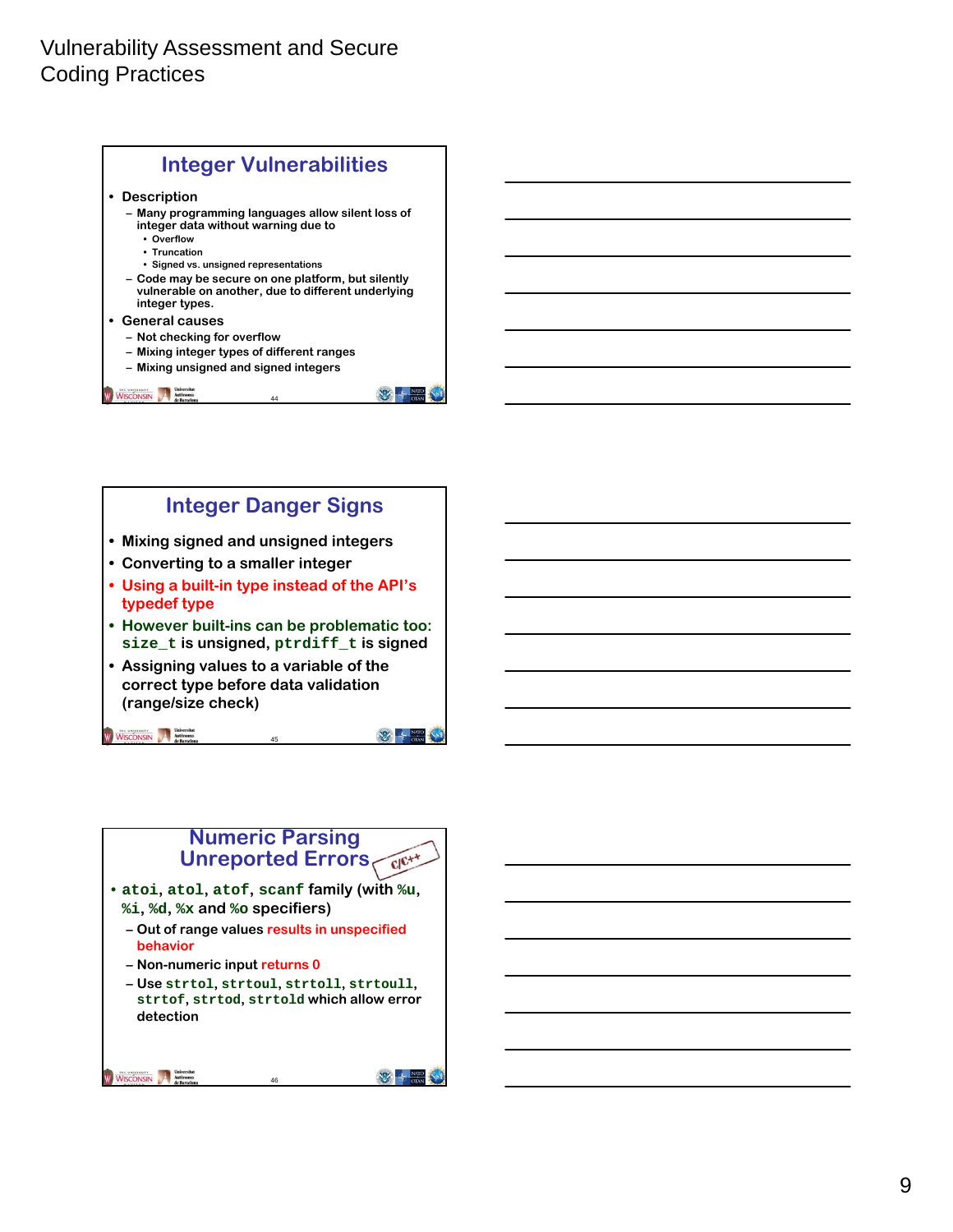## Integer Vulnerabilities

- Description
  - Many programming languages allow silent loss of integer data without warning due to
    - Overflow
    - Truncation
    - Signed vs. unsigned representations
  - Code may be secure on one platform, but silently vulnerable on another, due to different underlying integer types.
- General causes
  - Not checking for overflow
  - Mixing integer types of different ranges
  - Mixing unsigned and signed integers

## Integer Danger Signs

- Mixing signed and unsigned integers
- Converting to a smaller integer
- Using a built-in type instead of the API's typedef type
- However built-ins can be problematic too: `size_t` is unsigned, `ptrdiff_t` is signed
- Assigning values to a variable of the correct type before data validation (range/size check)

## Numeric Parsing Unreported Errors

C/C++

- `atoi`, `atol`, `atof`, `scanf` family (with `%u`, `%i`, `%d`, `%x` and `%o` specifiers)
  - Out of range values results in unspecified behavior
  - Non-numeric input returns 0
  - Use `strtol`, `strtoul`, `strtoll`, `strtoull`, `strtof`, `strtod`, `strtold` which allow error detection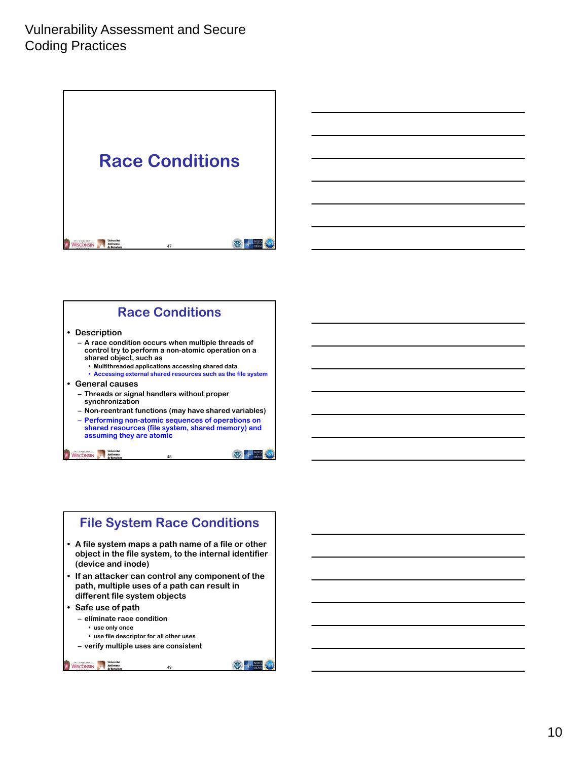# Race Conditions

## Race Conditions

- Description
  - A race condition occurs when multiple threads of control try to perform a non-atomic operation on a shared object, such as
    - Multithreaded applications accessing shared data
    - Accessing external shared resources such as the file system
- General causes
  - Threads or signal handlers without proper synchronization
  - Non-reentrant functions (may have shared variables)
  - Performing non-atomic sequences of operations on shared resources (file system, shared memory) and assuming they are atomic

## File System Race Conditions

- A file system maps a path name of a file or other object in the file system, to the internal identifier (device and inode)
- If an attacker can control any component of the path, multiple uses of a path can result in different file system objects
- Safe use of path
  - eliminate race condition
    - use only once
    - use file descriptor for all other uses
  - verify multiple uses are consistent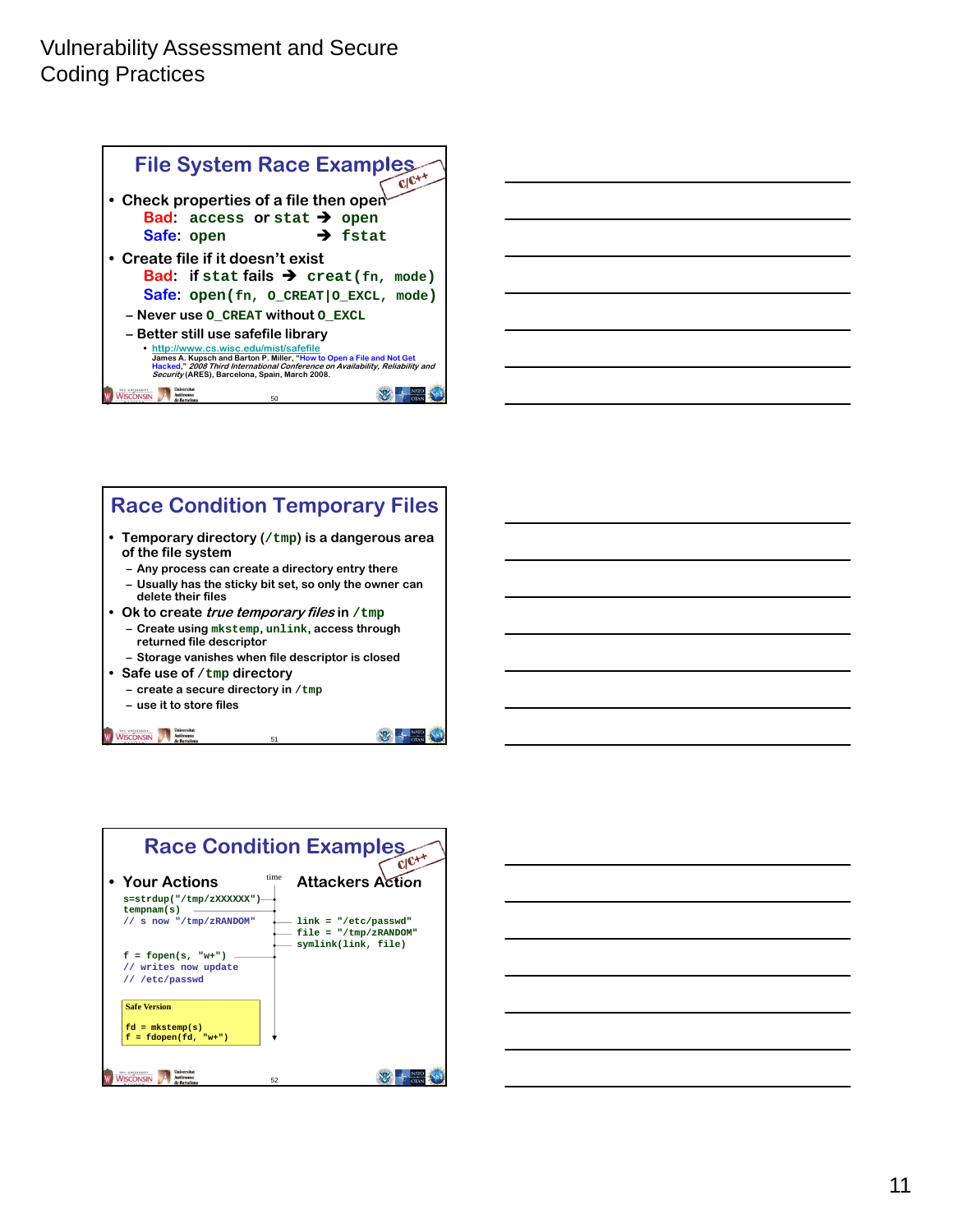# Vulnerability Assessment and Secure Coding Practices

## File System Race Examples

C/C++

- Check properties of a file then open
  - Bad: `access` or `stat` ➔ `open`
  - Safe: `open` ➔ `fstat`
- Create file if it doesn't exist
  - Bad: if `stat` fails ➔ `creat(fn, mode)`
  - Safe: `open(fn, O_CREAT|O_EXCL, mode)`
  - Never use `O_CREAT` without `O_EXCL`
  - Better still use safefile library
    - http://www.cs.wisc.edu/mist/safefile
      James A. Kupsch and Barton P. Miller, "How to Open a File and Not Get Hacked," *2008 Third International Conference on Availability, Reliability and Security* (ARES), Barcelona, Spain, March 2008.

## Race Condition Temporary Files

- Temporary directory (`/tmp`) is a dangerous area of the file system
  - Any process can create a directory entry there
  - Usually has the sticky bit set, so only the owner can delete their files
- Ok to create *true temporary files* in `/tmp`
  - Create using `mkstemp`, `unlink`, access through returned file descriptor
  - Storage vanishes when file descriptor is closed
- Safe use of `/tmp` directory
  - create a secure directory in `/tmp`
  - use it to store files

## Race Condition Examples

C/C++

- Your Actions (time →) Attackers Action

Your Actions:

```
s=strdup("/tmp/zXXXXXX")
tempnam(s)
// s now "/tmp/zRANDOM"
```

Attackers Action:

```
link = "/etc/passwd"
file = "/tmp/zRANDOM"
symlink(link, file)
```

Your Actions:

```
f = fopen(s, "w+")
// writes now update
// /etc/passwd
```

Safe Version

```
fd = mkstemp(s)
f = fdopen(fd, "w+")
```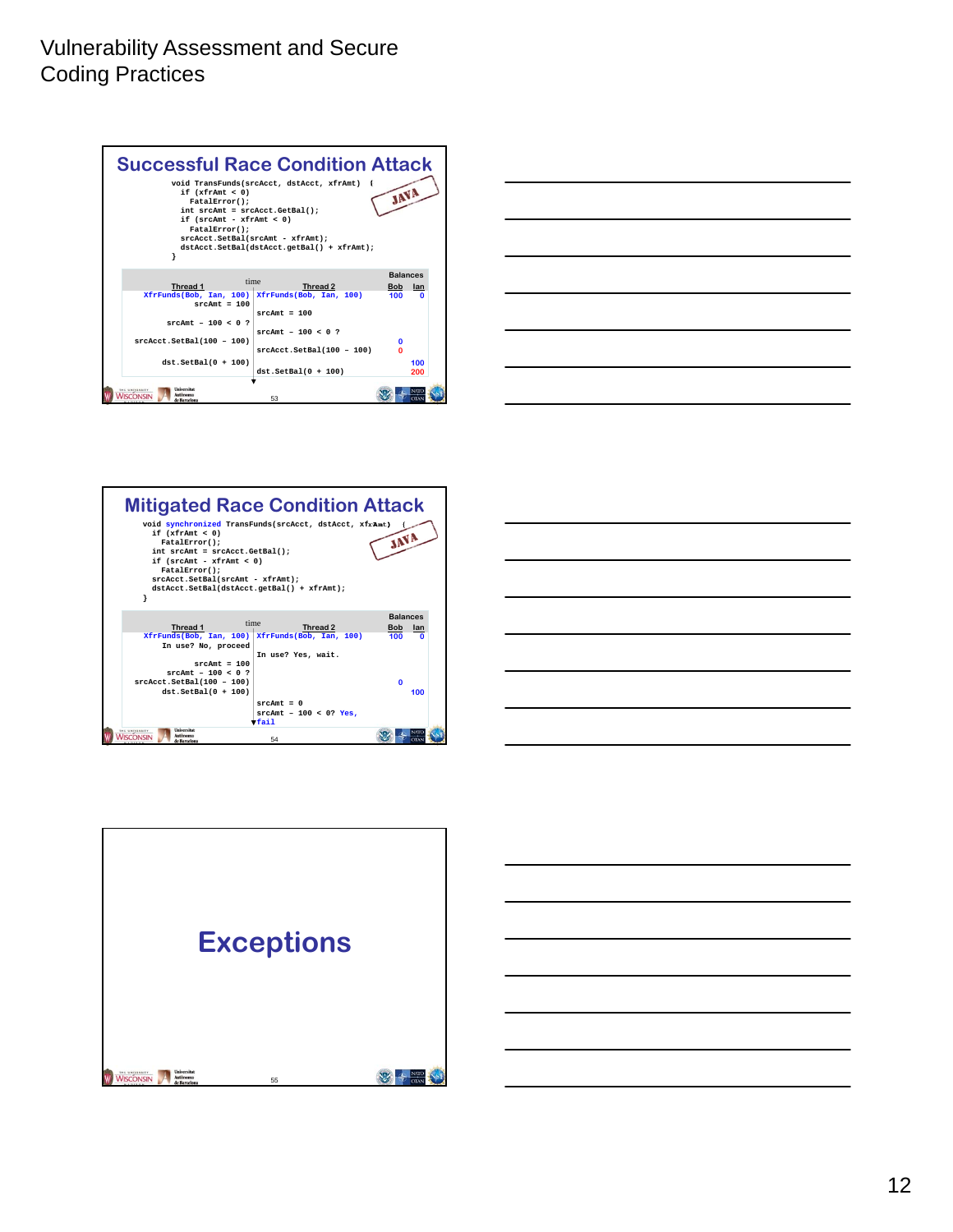# Successful Race Condition Attack

```
void TransFunds(srcAcct, dstAcct, xfrAmt) {
  if (xfrAmt < 0)
    FatalError();
  int srcAmt = srcAcct.GetBal();
  if (srcAmt - xfrAmt < 0)
    FatalError();
  srcAcct.SetBal(srcAmt - xfrAmt);
  dstAcct.SetBal(dstAcct.getBal() + xfrAmt);
}
```

JAVA

| Thread 1 | Thread 2 | Bob | Ian |
|---|---|---|---|
| XfrFunds(Bob, Ian, 100) | XfrFunds(Bob, Ian, 100) | 100 | 0 |
| srcAmt = 100 | | | |
| | srcAmt = 100 | | |
| srcAmt – 100 < 0 ? | | | |
| | srcAmt – 100 < 0 ? | | |
| srcAcct.SetBal(100 – 100) | | 0 | |
| | srcAcct.SetBal(100 – 100) | 0 | |
| dst.SetBal(0 + 100) | | | 100 |
| | dst.SetBal(0 + 100) | | 200 |

# Mitigated Race Condition Attack

```
void synchronized TransFunds(srcAcct, dstAcct, xfrAmt) {
  if (xfrAmt < 0)
    FatalError();
  int srcAmt = srcAcct.GetBal();
  if (srcAmt - xfrAmt < 0)
    FatalError();
  srcAcct.SetBal(srcAmt - xfrAmt);
  dstAcct.SetBal(dstAcct.getBal() + xfrAmt);
}
```

JAVA

| Thread 1 | Thread 2 | Bob | Ian |
|---|---|---|---|
| XfrFunds(Bob, Ian, 100) | XfrFunds(Bob, Ian, 100) | 100 | 0 |
| In use? No, proceed | | | |
| | In use? Yes, wait. | | |
| srcAmt = 100 | | | |
| srcAmt – 100 < 0 ? | | | |
| srcAcct.SetBal(100 – 100) | | 0 | |
| dst.SetBal(0 + 100) | | | 100 |
| | srcAmt = 0 | | |
| | srcAmt – 100 < 0? Yes, fail | | |

# Exceptions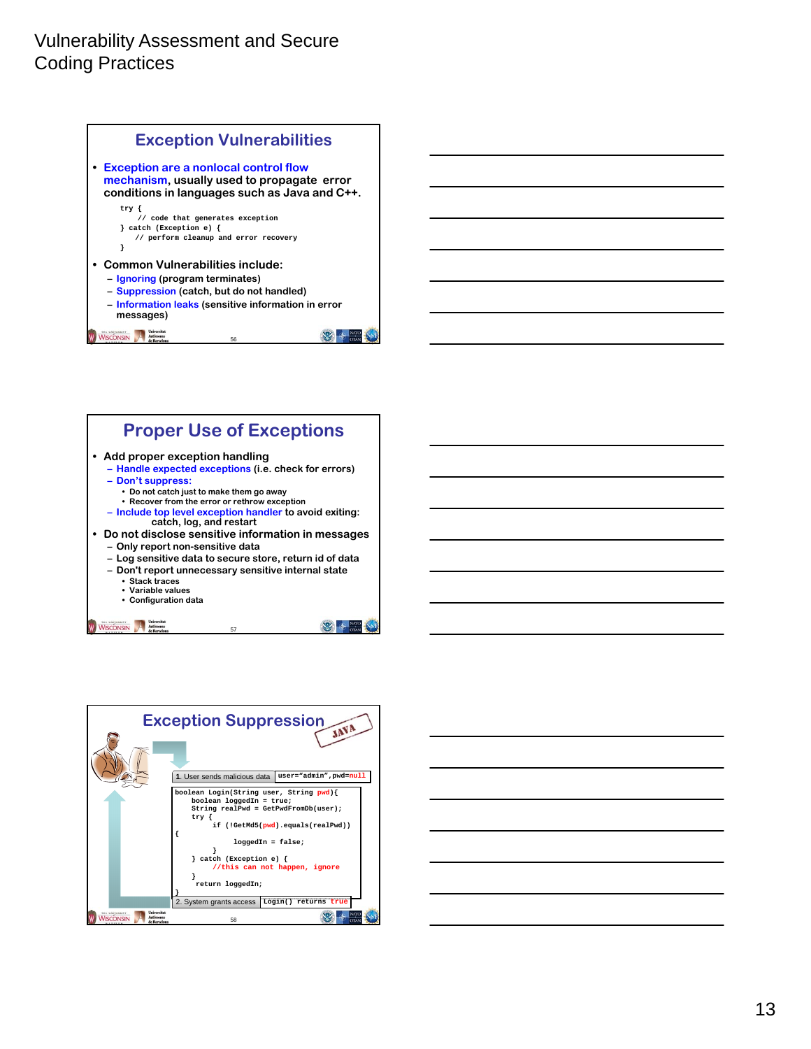# Vulnerability Assessment and Secure Coding Practices

## Exception Vulnerabilities

- **Exception are a nonlocal control flow mechanism**, usually used to propagate error conditions in languages such as Java and C++.

```
try {
    // code that generates exception
} catch (Exception e) {
    // perform cleanup and error recovery
}
```

- Common Vulnerabilities include:
  - Ignoring (program terminates)
  - Suppression (catch, but do not handled)
  - Information leaks (sensitive information in error messages)

## Proper Use of Exceptions

- Add proper exception handling
  - Handle expected exceptions (i.e. check for errors)
  - Don't suppress:
    - Do not catch just to make them go away
    - Recover from the error or rethrow exception
  - Include top level exception handler to avoid exiting: catch, log, and restart
- Do not disclose sensitive information in messages
  - Only report non-sensitive data
  - Log sensitive data to secure store, return id of data
  - Don't report unnecessary sensitive internal state
    - Stack traces
    - Variable values
    - Configuration data

## Exception Suppression

JAVA

1. User sends malicious data `user="admin",pwd=null`

```
boolean Login(String user, String pwd){
    boolean loggedIn = true;
    String realPwd = GetPwdFromDb(user);
    try {
        if (!GetMd5(pwd).equals(realPwd))
{
            loggedIn = false;
        }
    } catch (Exception e) {
        //this can not happen, ignore
    }
    return loggedIn;
}
```

2. System grants access `Login() returns true`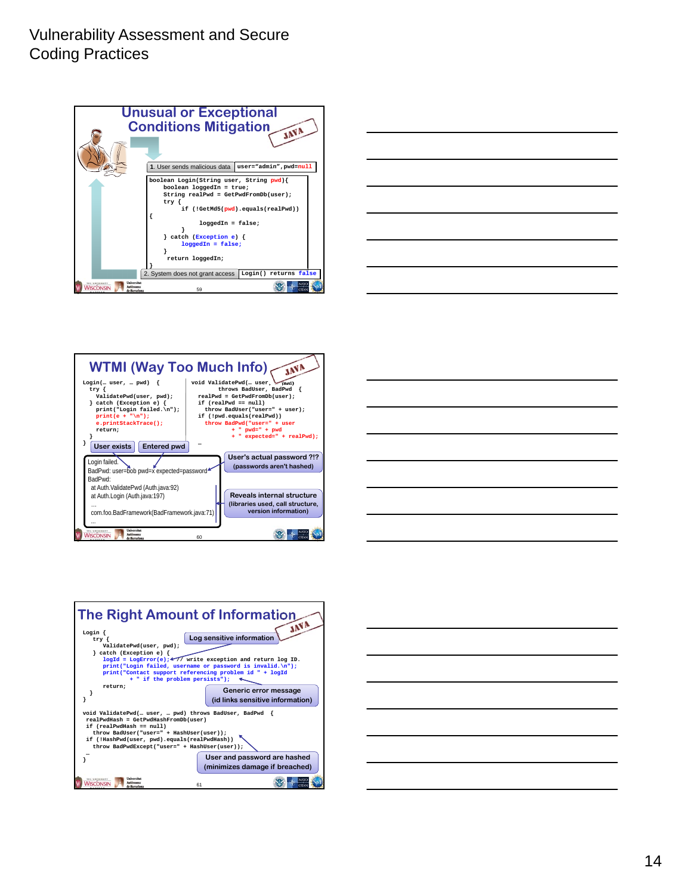# Vulnerability Assessment and Secure Coding Practices

## Unusual or Exceptional Conditions Mitigation

JAVA

1. User sends malicious data `user="admin",pwd=null`

```
boolean Login(String user, String pwd){
    boolean loggedIn = true;
    String realPwd = GetPwdFromDb(user);
    try {
        if (!GetMd5(pwd).equals(realPwd))
{
            loggedIn = false;
        }
    } catch (Exception e) {
        loggedIn = false;
    }
    return loggedIn;
}
```

2. System does not grant access `Login() returns false`

## WTMI (Way Too Much Info)

JAVA

```
Login(… user, … pwd)  {
  try {
    ValidatePwd(user, pwd);
  } catch (Exception e) {
    print("Login failed.\n");
    print(e + "\n");
    e.printStackTrace();
    return;
  }
}
```

```
void ValidatePwd(… user, … pwd)
        throws BadUser, BadPwd  {
    realPwd = GetPwdFromDb(user);
    if (realPwd == null)
      throw BadUser("user=" + user);
    if (!pwd.equals(realPwd))
      throw BadPwd("user=" + user
          + " pwd=" + pwd
          + " expected=" + realPwd);
…
```

User exists | Entered pwd

```
Login failed.
BadPwd: user=bob pwd=x expected=password
BadPwd:
  at Auth.ValidatePwd (Auth.java:92)
  at Auth.Login (Auth.java:197)
  …
  com.foo.BadFramework(BadFramework.java:71)
  ...
```

- User's actual password ?!? (passwords aren't hashed)
- Reveals internal structure (libraries used, call structure, version information)

## The Right Amount of Information

JAVA

```
Login {
  try {
    ValidatePwd(user, pwd);
  } catch (Exception e) {
    logId = LogError(e); // write exception and return log ID.
    print("Login failed, username or password is invalid.\n");
    print("Contact support referencing problem id " + logId
        + " if the problem persists");
    return;
  }
}

void ValidatePwd(… user, … pwd) throws BadUser, BadPwd  {
  realPwdHash = GetPwdHashFromDb(user)
  if (realPwdHash == null)
    throw BadUser("user=" + HashUser(user));
  if (!HashPwd(user, pwd).equals(realPwdHash))
    throw BadPwdExcept("user=" + HashUser(user));
  …
}
```

- Log sensitive information
- Generic error message (id links sensitive information)
- User and password are hashed (minimizes damage if breached)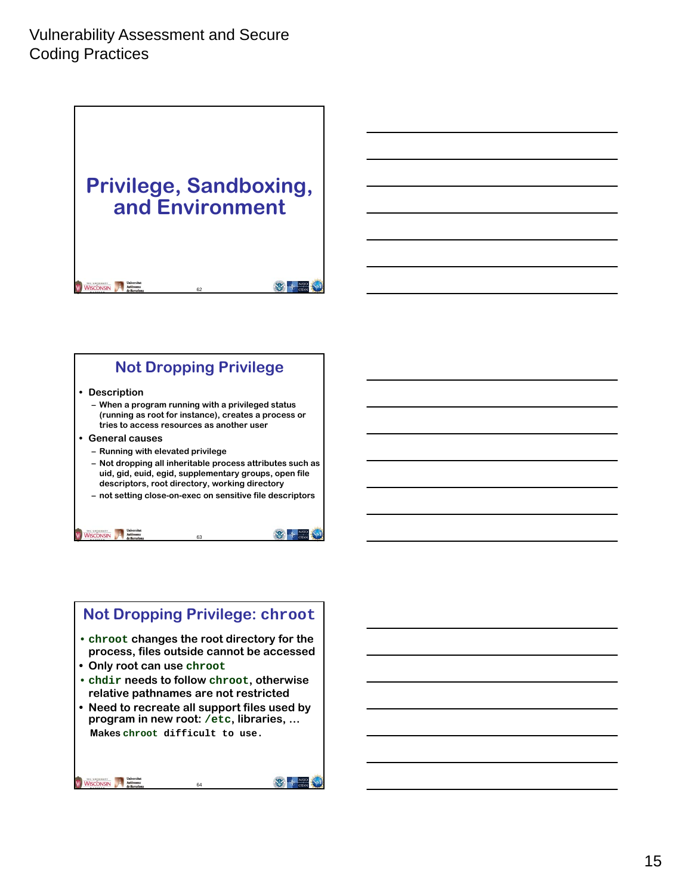# Privilege, Sandboxing, and Environment

## Not Dropping Privilege

- Description
  - When a program running with a privileged status (running as root for instance), creates a process or tries to access resources as another user
- General causes
  - Running with elevated privilege
  - Not dropping all inheritable process attributes such as uid, gid, euid, egid, supplementary groups, open file descriptors, root directory, working directory
  - not setting close-on-exec on sensitive file descriptors

## Not Dropping Privilege: `chroot`

- `chroot` changes the root directory for the process, files outside cannot be accessed
- Only root can use `chroot`
- `chdir` needs to follow `chroot`, otherwise relative pathnames are not restricted
- Need to recreate all support files used by program in new root: `/etc`, libraries, …

  Makes `chroot` difficult to use.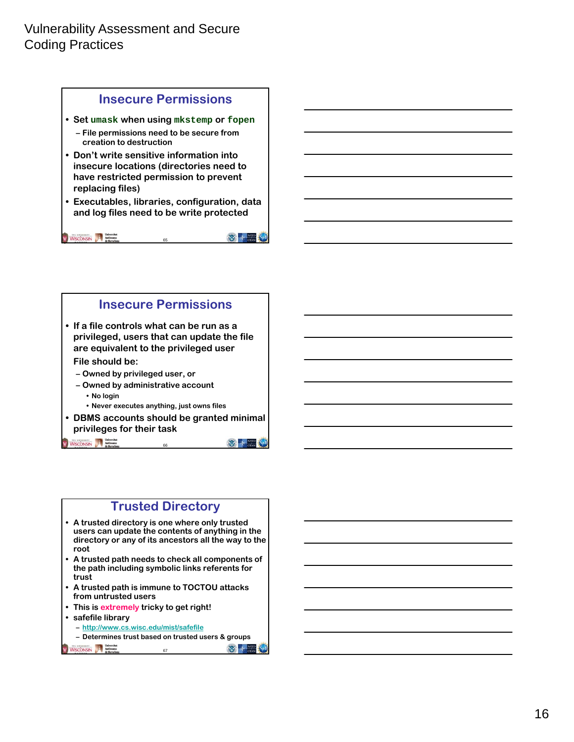# Vulnerability Assessment and Secure Coding Practices

## Insecure Permissions

- Set `umask` when using `mkstemp` or `fopen`
  - File permissions need to be secure from creation to destruction
- Don't write sensitive information into insecure locations (directories need to have restricted permission to prevent replacing files)
- Executables, libraries, configuration, data and log files need to be write protected

## Insecure Permissions

- If a file controls what can be run as a privileged, users that can update the file are equivalent to the privileged user

  File should be:
  - Owned by privileged user, or
  - Owned by administrative account
    - No login
    - Never executes anything, just owns files
- DBMS accounts should be granted minimal privileges for their task

## Trusted Directory

- A trusted directory is one where only trusted users can update the contents of anything in the directory or any of its ancestors all the way to the root
- A trusted path needs to check all components of the path including symbolic links referents for trust
- A trusted path is immune to TOCTOU attacks from untrusted users
- This is **extremely** tricky to get right!
- safefile library
  - http://www.cs.wisc.edu/mist/safefile
  - Determines trust based on trusted users & groups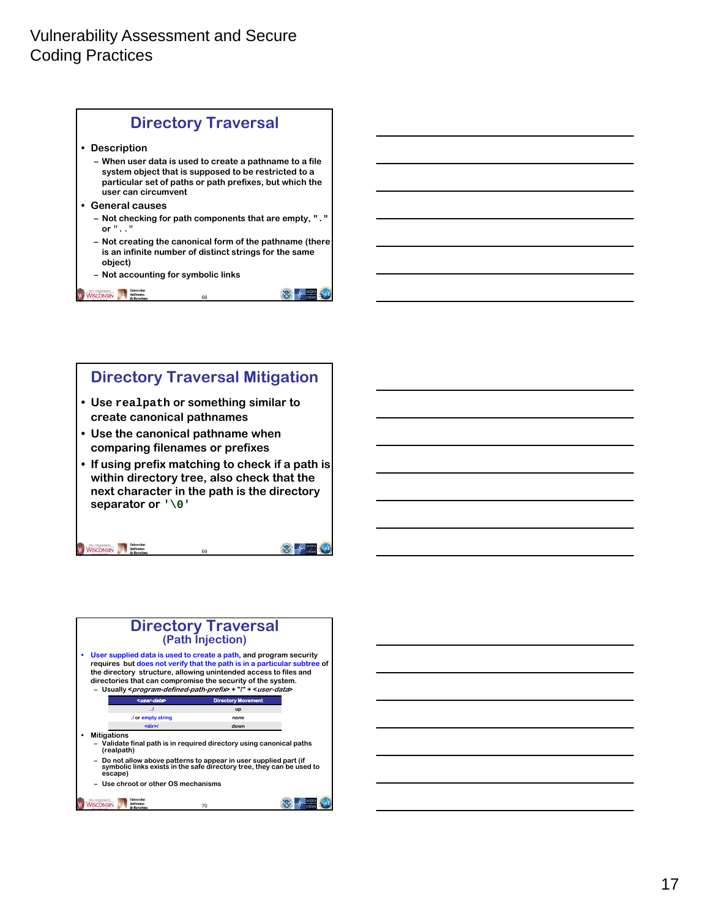# Vulnerability Assessment and Secure Coding Practices

## Directory Traversal

- Description
  - When user data is used to create a pathname to a file system object that is supposed to be restricted to a particular set of paths or path prefixes, but which the user can circumvent
- General causes
  - Not checking for path components that are empty, `"."` or `".."`
  - Not creating the canonical form of the pathname (there is an infinite number of distinct strings for the same object)
  - Not accounting for symbolic links

## Directory Traversal Mitigation

- Use `realpath` or something similar to create canonical pathnames
- Use the canonical pathname when comparing filenames or prefixes
- If using prefix matching to check if a path is within directory tree, also check that the next character in the path is the directory separator or `'\0'`

## Directory Traversal (Path Injection)

- User supplied data is used to create a path, and program security requires but does not verify that the path is in a particular subtree of the directory structure, allowing unintended access to files and directories that can compromise the security of the system.
  - Usually *<program-defined-path-prefix>* + "/" + *<user-data>*

| *<user-data>* | Directory Movement |
| --- | --- |
| ../ | up |
| ./ or empty string | none |
| <dir>/ | down |

- Mitigations
  - Validate final path is in required directory using canonical paths (realpath)
  - Do not allow above patterns to appear in user supplied part (if symbolic links exists in the safe directory tree, they can be used to escape)
  - Use chroot or other OS mechanisms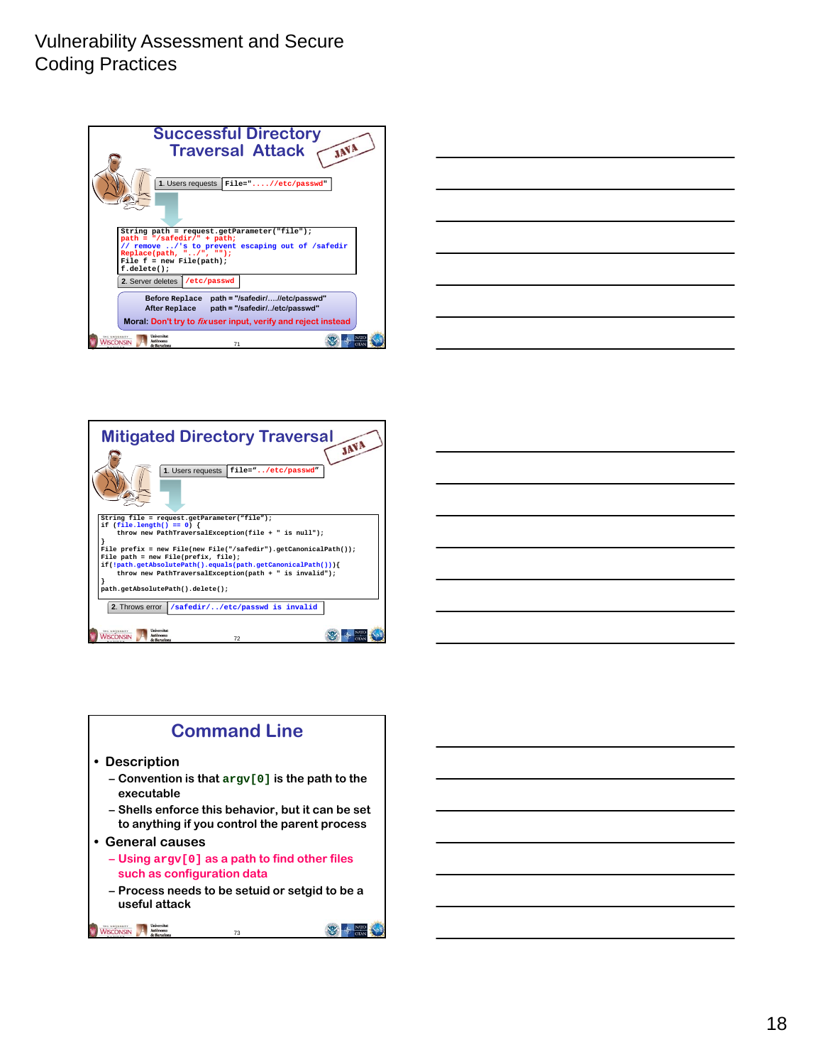Vulnerability Assessment and Secure Coding Practices

## Successful Directory Traversal Attack

JAVA

1. Users requests `File="..../etc/passwd"`

```
String path = request.getParameter("file");
path = "/safedir/" + path;
// remove ../'s to prevent escaping out of /safedir
Replace(path, "../", "");
File f = new File(path);
f.delete();
```

2. Server deletes `/etc/passwd`

Before Replace path = "/safedir/..../etc/passwd"
After Replace path = "/safedir/../etc/passwd"

**Moral:** Don't try to *fix* user input, verify and reject instead

## Mitigated Directory Traversal

JAVA

1. Users requests `file="../etc/passwd"`

```
String file = request.getParameter("file");
if (file.length() == 0) {
    throw new PathTraversalException(file + " is null");
}
File prefix = new File(new File("/safedir").getCanonicalPath());
File path = new File(prefix, file);
if(!path.getAbsolutePath().equals(path.getCanonicalPath())){
    throw new PathTraversalException(path + " is invalid");
}
path.getAbsolutePath().delete();
```

2. Throws error `/safedir/../etc/passwd is invalid`

## Command Line

- Description
  - Convention is that `argv[0]` is the path to the executable
  - Shells enforce this behavior, but it can be set to anything if you control the parent process
- General causes
  - Using `argv[0]` as a path to find other files such as configuration data
  - Process needs to be setuid or setgid to be a useful attack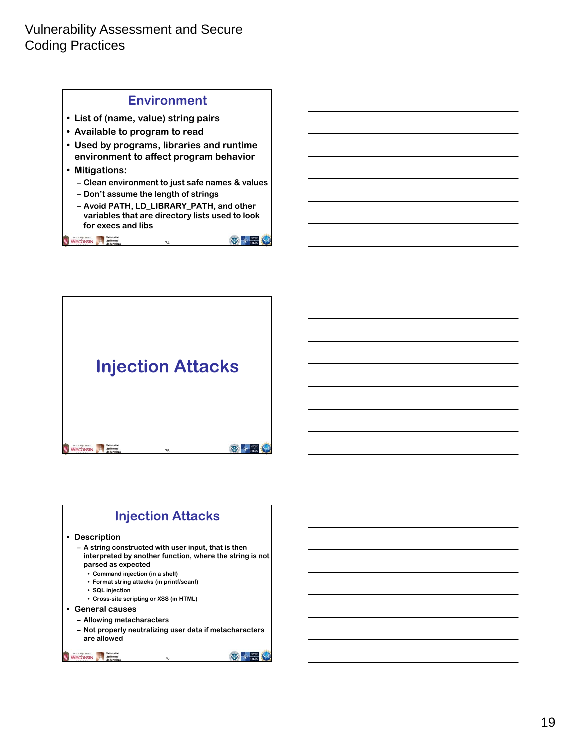Vulnerability Assessment and Secure Coding Practices

## Environment

- List of (name, value) string pairs
- Available to program to read
- Used by programs, libraries and runtime environment to affect program behavior
- Mitigations:
  - Clean environment to just safe names & values
  - Don't assume the length of strings
  - Avoid PATH, LD_LIBRARY_PATH, and other variables that are directory lists used to look for execs and libs

## Injection Attacks

## Injection Attacks

- Description
  - A string constructed with user input, that is then interpreted by another function, where the string is not parsed as expected
    - Command injection (in a shell)
    - Format string attacks (in printf/scanf)
    - SQL injection
    - Cross-site scripting or XSS (in HTML)
- General causes
  - Allowing metacharacters
  - Not properly neutralizing user data if metacharacters are allowed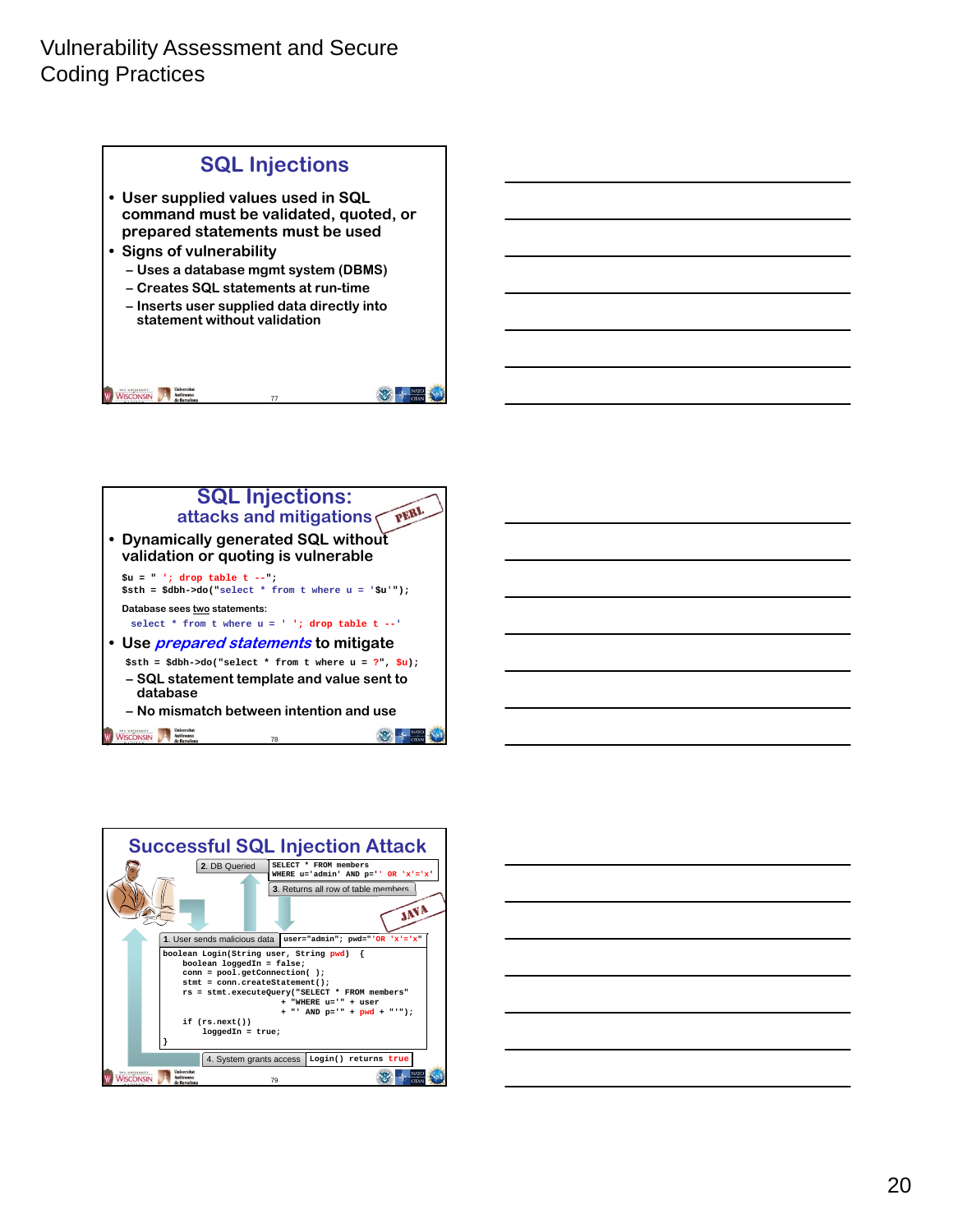## SQL Injections

- User supplied values used in SQL command must be validated, quoted, or prepared statements must be used
- Signs of vulnerability
  - Uses a database mgmt system (DBMS)
  - Creates SQL statements at run-time
  - Inserts user supplied data directly into statement without validation

## SQL Injections: attacks and mitigations

PERL

- Dynamically generated SQL without validation or quoting is vulnerable

```
$u = " '; drop table t --";
$sth = $dbh->do("select * from t where u = '$u'");
```

Database sees two statements:

```
select * from t where u = ' '; drop table t --'
```

- Use *prepared statements* to mitigate

```
$sth = $dbh->do("select * from t where u = ?", $u);
```

  - SQL statement template and value sent to database
  - No mismatch between intention and use

## Successful SQL Injection Attack

JAVA

2. DB Queried

```
SELECT * FROM members
WHERE u='admin' AND p='' OR 'x'='x'
```

3. Returns all row of table members

1. User sends malicious data

```
user="admin"; pwd="'OR 'x'='x"
```

```
boolean Login(String user, String pwd) {
    boolean loggedIn = false;
    conn = pool.getConnection( );
    stmt = conn.createStatement();
    rs = stmt.executeQuery("SELECT * FROM members"
                + "WHERE u='" + user
                + "' AND p='" + pwd + "'");
    if (rs.next())
        loggedIn = true;
}
```

4. System grants access

```
Login() returns true
```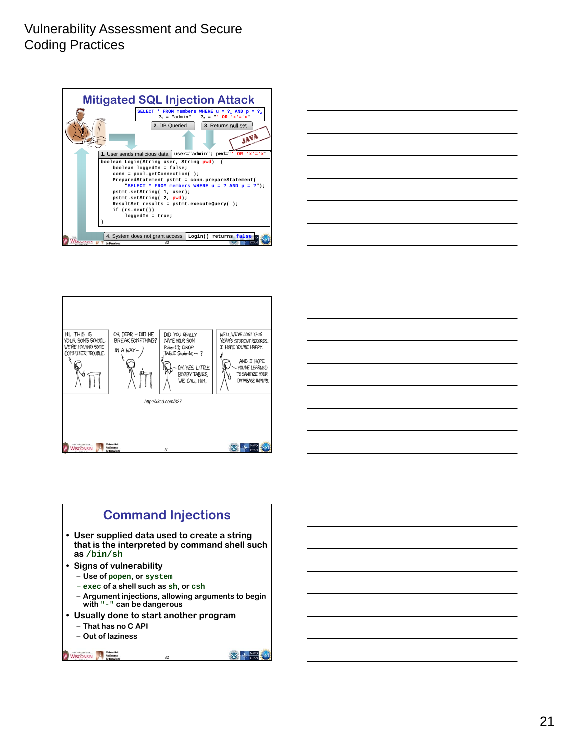# Vulnerability Assessment and Secure Coding Practices

## Mitigated SQL Injection Attack

```
SELECT * FROM members WHERE u = ?1 AND p = ?2
?1 = "admin"    ?2 = "' OR 'x'='x"
```

2. DB Queried

3. Returns null set

1. User sends malicious data `user="admin"; pwd="' OR 'x'='x"`

```
boolean Login(String user, String pwd)  {
    boolean loggedIn = false;
    conn = pool.getConnection( );
    PreparedStatement pstmt = conn.prepareStatement(
        "SELECT * FROM members WHERE u = ? AND p = ?");
    pstmt.setString( 1, user);
    pstmt.setString( 2, pwd);
    ResultSet results = pstmt.executeQuery( );
    if (rs.next())
        loggedIn = true;
}
```

4. System does not grant access `Login() returns false`

---

HI, THIS IS YOUR SON'S SCHOOL. WE'RE HAVING SOME COMPUTER TROUBLE.

OH, DEAR – DID HE BREAK SOMETHING? IN A WAY–

DID YOU REALLY NAME YOUR SON Robert'); DROP TABLE Students;-- ?

OH. YES. LITTLE BOBBY TABLES, WE CALL HIM.

WELL, WE'VE LOST THIS YEAR'S STUDENT RECORDS. I HOPE YOU'RE HAPPY.

AND I HOPE YOU'VE LEARNED TO SANITIZE YOUR DATABASE INPUTS.

*http://xkcd.com/327*

---

## Command Injections

- User supplied data used to create a string that is the interpreted by command shell such as `/bin/sh`
- Signs of vulnerability
  - Use of `popen`, or `system`
  - `exec` of a shell such as `sh`, or `csh`
  - Argument injections, allowing arguments to begin with `"-"` can be dangerous
- Usually done to start another program
  - That has no C API
  - Out of laziness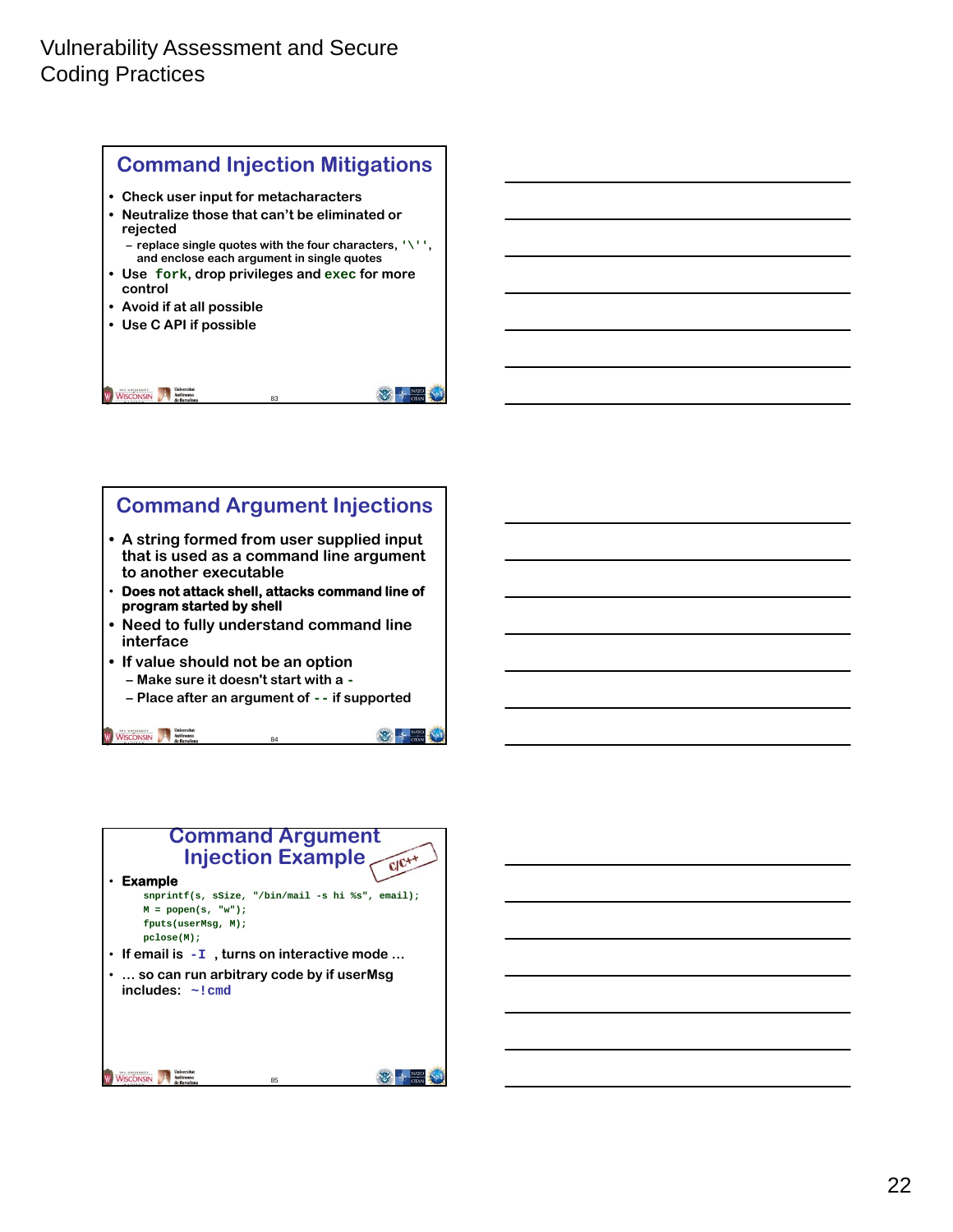Vulnerability Assessment and Secure Coding Practices

## Command Injection Mitigations

- Check user input for metacharacters
- Neutralize those that can't be eliminated or rejected
  - replace single quotes with the four characters, `'\''`, and enclose each argument in single quotes
- Use `fork`, drop privileges and `exec` for more control
- Avoid if at all possible
- Use C API if possible

## Command Argument Injections

- A string formed from user supplied input that is used as a command line argument to another executable
- **Does not attack shell, attacks command line of program started by shell**
- Need to fully understand command line interface
- If value should not be an option
  - Make sure it doesn't start with a `-`
  - Place after an argument of `--` if supported

## Command Argument Injection Example

C/C++

- **Example**

```
snprintf(s, sSize, "/bin/mail -s hi %s", email);
M = popen(s, "w");
fputs(userMsg, M);
pclose(M);
```

- If email is `-I` , turns on interactive mode …
- … so can run arbitrary code by if userMsg includes: `~!cmd`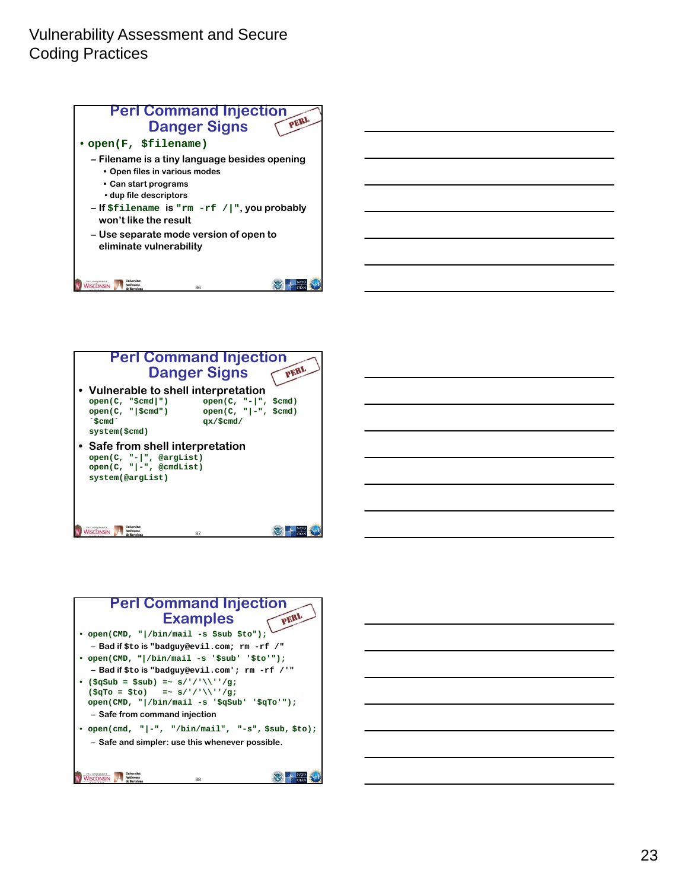Vulnerability Assessment and Secure Coding Practices

## Perl Command Injection Danger Signs

- `open(F, $filename)`
  - Filename is a tiny language besides opening
    - Open files in various modes
    - Can start programs
    - dup file descriptors
  - If `$filename` is `"rm -rf /|"`, you probably won't like the result
  - Use separate mode version of open to eliminate vulnerability

## Perl Command Injection Danger Signs

- Vulnerable to shell interpretation

```
open(C, "$cmd|")        open(C, "-|", $cmd)
open(C, "|$cmd")        open(C, "|-", $cmd)
`$cmd`                  qx/$cmd/
system($cmd)
```

- Safe from shell interpretation

```
open(C, "-|", @argList)
open(C, "|-", @cmdList)
system(@argList)
```

## Perl Command Injection Examples

- `open(CMD, "|/bin/mail -s $sub $to");`
  - Bad if $to is `"badguy@evil.com; rm -rf /"`
- `open(CMD, "|/bin/mail -s '$sub' '$to'");`
  - Bad if $to is `"badguy@evil.com'; rm -rf /'"`
- ```
  ($qSub = $sub) =~ s/'/'\\''/g;
  ($qTo = $to)   =~ s/'/'\\''/g;
  open(CMD, "|/bin/mail -s '$qSub' '$qTo'");
  ```
  - Safe from command injection
- `open(cmd, "|-", "/bin/mail", "-s", $sub, $to);`
  - Safe and simpler: use this whenever possible.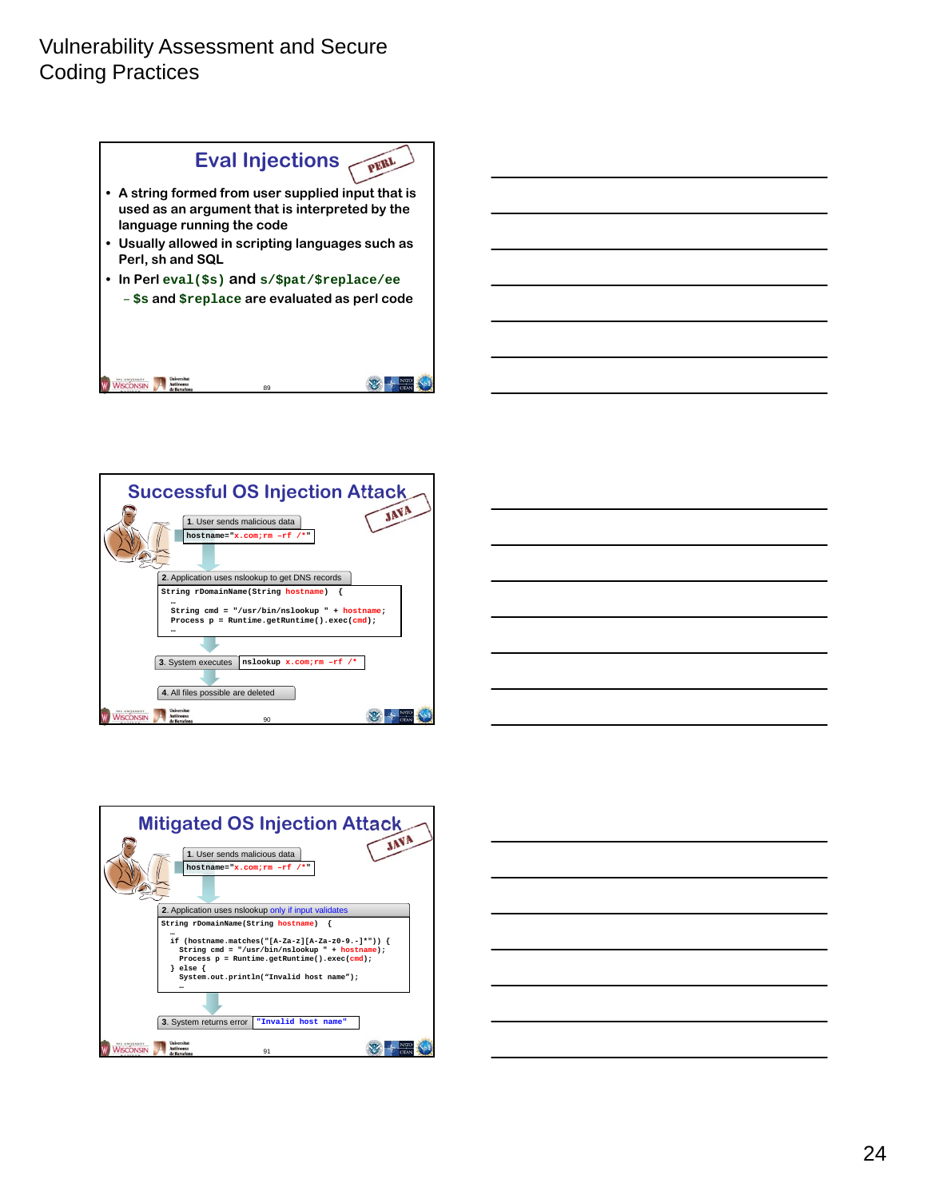# Vulnerability Assessment and Secure Coding Practices

## Eval Injections

PERL

- A string formed from user supplied input that is used as an argument that is interpreted by the language running the code
- Usually allowed in scripting languages such as Perl, sh and SQL
- In Perl `eval($s)` and `s/$pat/$replace/ee`
  - `$s` and `$replace` are evaluated as perl code

## Successful OS Injection Attack

JAVA

1. User sends malicious data

```
hostname="x.com;rm -rf /*"
```

2. Application uses nslookup to get DNS records

```
String rDomainName(String hostname)  {
  …
  String cmd = "/usr/bin/nslookup " + hostname;
  Process p = Runtime.getRuntime().exec(cmd);
  …
```

3. System executes

```
nslookup x.com;rm -rf /*
```

4. All files possible are deleted

## Mitigated OS Injection Attack

JAVA

1. User sends malicious data

```
hostname="x.com;rm -rf /*"
```

2. Application uses nslookup only if input validates

```
String rDomainName(String hostname)  {
  …
  if (hostname.matches("[A-Za-z][A-Za-z0-9.-]*")) {
    String cmd = "/usr/bin/nslookup " + hostname);
    Process p = Runtime.getRuntime().exec(cmd);
  } else {
    System.out.println("Invalid host name");
    …
```

3. System returns error

```
"Invalid host name"
```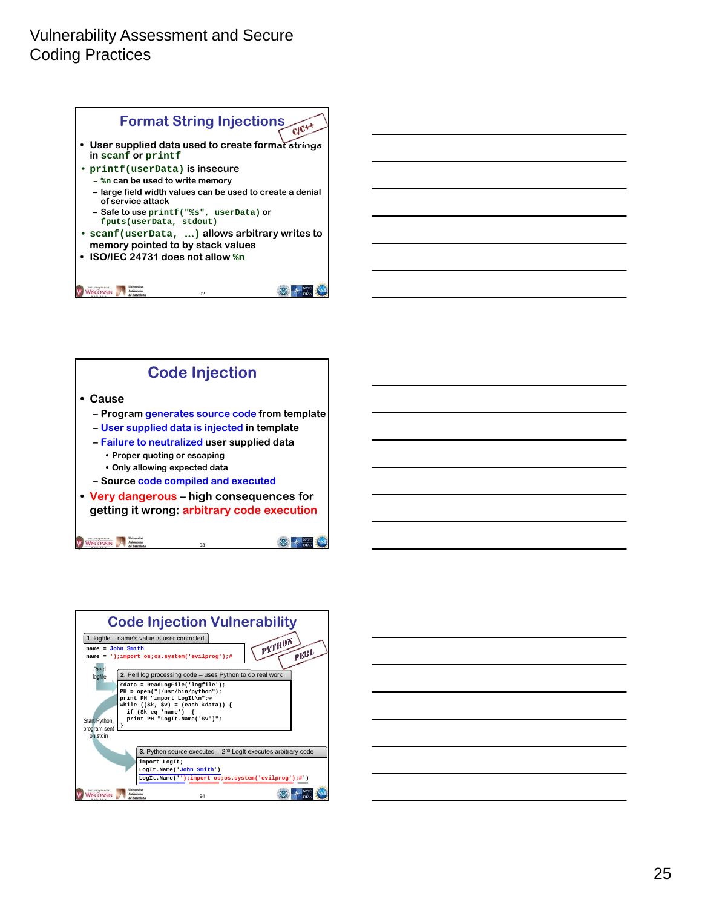# Vulnerability Assessment and Secure Coding Practices

## Format String Injections

C/C++

- User supplied data used to create format strings in `scanf` or `printf`
- `printf(userData)` is insecure
  - `%n` can be used to write memory
  - large field width values can be used to create a denial of service attack
  - Safe to use `printf("%s", userData)` or `fputs(userData, stdout)`
- `scanf(userData, ...)` allows arbitrary writes to memory pointed to by stack values
- ISO/IEC 24731 does not allow `%n`

## Code Injection

- Cause
  - Program generates source code from template
  - User supplied data is injected in template
  - Failure to neutralized user supplied data
    - Proper quoting or escaping
    - Only allowing expected data
  - Source code compiled and executed
- Very dangerous – high consequences for getting it wrong: arbitrary code execution

## Code Injection Vulnerability

PYTHON PERL

1. logfile – name's value is user controlled

```
name = John Smith
name = ');import os;os.system('evilprog');#
```

Read logfile

2. Perl log processing code – uses Python to do real work

```
%data = ReadLogFile('logfile');
PH = open("|/usr/bin/python");
print PH "import LogIt\n";w
while (($k, $v) = (each %data)) {
  if ($k eq 'name')  {
  print PH "LogIt.Name('$v')";
}
```

Start Python, program sent on stdin

3. Python source executed – 2nd LogIt executes arbitrary code

```
import LogIt;
LogIt.Name('John Smith')
LogIt.Name('');import os;os.system('evilprog');#')
```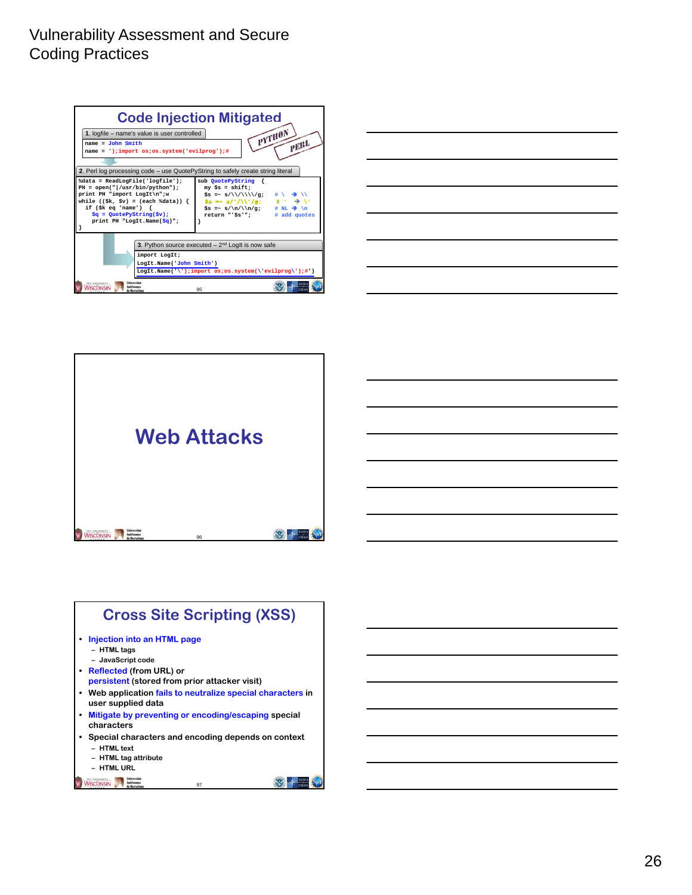# Vulnerability Assessment and Secure Coding Practices

## Code Injection Mitigated

1. logfile – name's value is user controlled

```
name = John Smith
name = ');import os;os.system('evilprog');#
```

PYTHON PERL

2. Perl log processing code – use QuotePyString to safely create string literal

```
%data = ReadLogFile('logfile');
PH = open("|/usr/bin/python");
print PH "import LogIt\n";w
while (($k, $v) = (each %data)) {
  if ($k eq 'name') {
    $q = QuotePyString($v);
    print PH "LogIt.Name($q)";
}
```

```
sub QuotePyString {
  my $s = shift;
  $s =~ s/\\/\\\\/g;      # \  → \\
  $s =~ s/'/\\'/g;        # '  → \'
  $s =~ s/\n/\\n/g;       # NL → \n
  return "'$s'";          # add quotes
}
```

3. Python source executed – 2nd LogIt is now safe

```
import LogIt;
LogIt.Name('John Smith')
LogIt.Name('\');import os;os.system(\'evilprog\');#')
```

## Web Attacks

## Cross Site Scripting (XSS)

- Injection into an HTML page
  - HTML tags
  - JavaScript code
- Reflected (from URL) or persistent (stored from prior attacker visit)
- Web application fails to neutralize special characters in user supplied data
- Mitigate by preventing or encoding/escaping special characters
- Special characters and encoding depends on context
  - HTML text
  - HTML tag attribute
  - HTML URL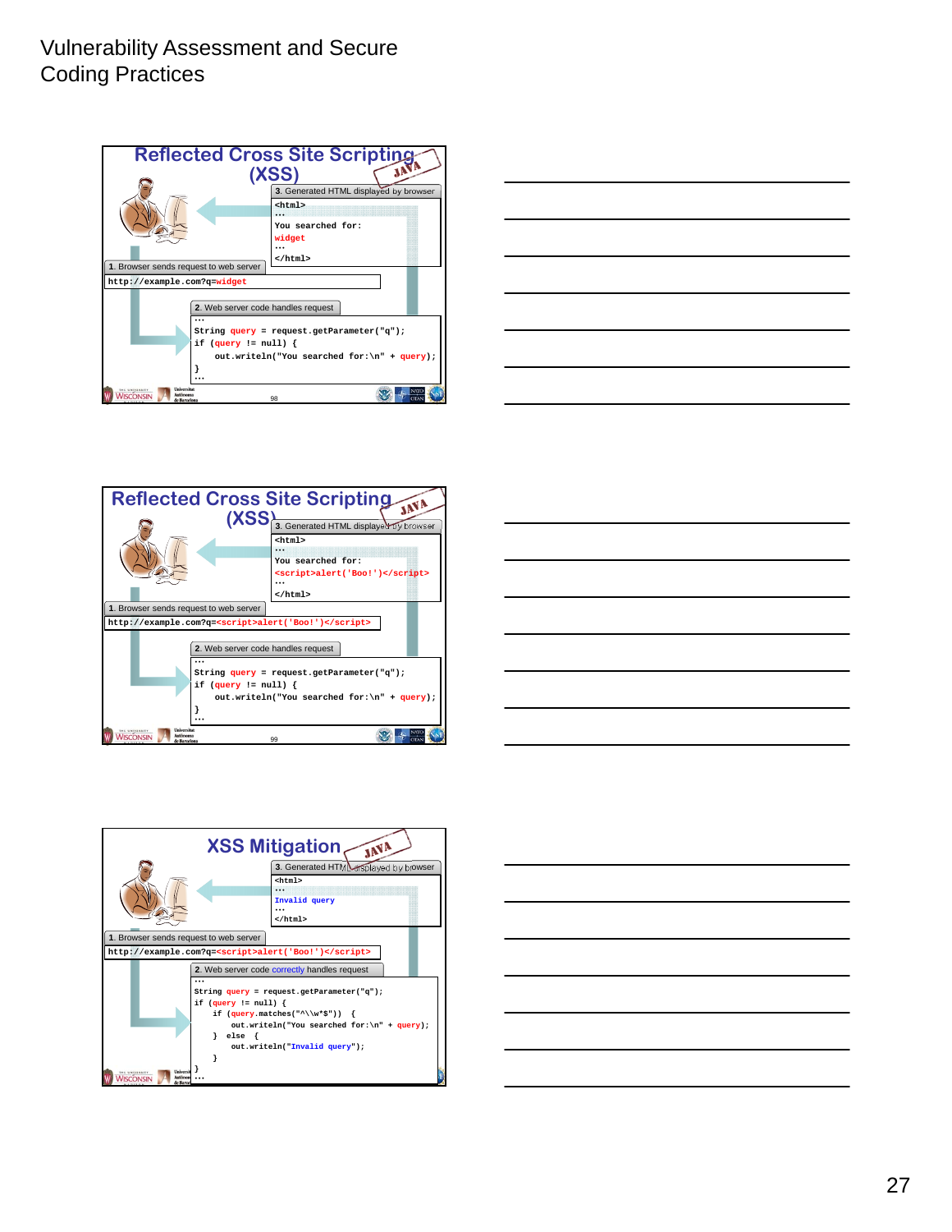# Vulnerability Assessment and Secure Coding Practices

## Reflected Cross Site Scripting (XSS)

JAVA

3. Generated HTML displayed by browser

```
<html>
…
You searched for:
widget
…
</html>
```

1. Browser sends request to web server

```
http://example.com?q=widget
```

2. Web server code handles request

```
…
String query = request.getParameter("q");
if (query != null) {
    out.writeln("You searched for:\n" + query);
}
…
```

## Reflected Cross Site Scripting (XSS)

JAVA

3. Generated HTML displayed by browser

```
<html>
…
You searched for:
<script>alert('Boo!')</script>
…
</html>
```

1. Browser sends request to web server

```
http://example.com?q=<script>alert('Boo!')</script>
```

2. Web server code handles request

```
…
String query = request.getParameter("q");
if (query != null) {
    out.writeln("You searched for:\n" + query);
}
…
```

## XSS Mitigation

JAVA

3. Generated HTML displayed by browser

```
<html>
…
Invalid query
…
</html>
```

1. Browser sends request to web server

```
http://example.com?q=<script>alert('Boo!')</script>
```

2. Web server code correctly handles request

```
…
String query = request.getParameter("q");
if (query != null) {
    if (query.matches("^\\w*$")) {
        out.writeln("You searched for:\n" + query);
    } else {
        out.writeln("Invalid query");
    }
}
…
```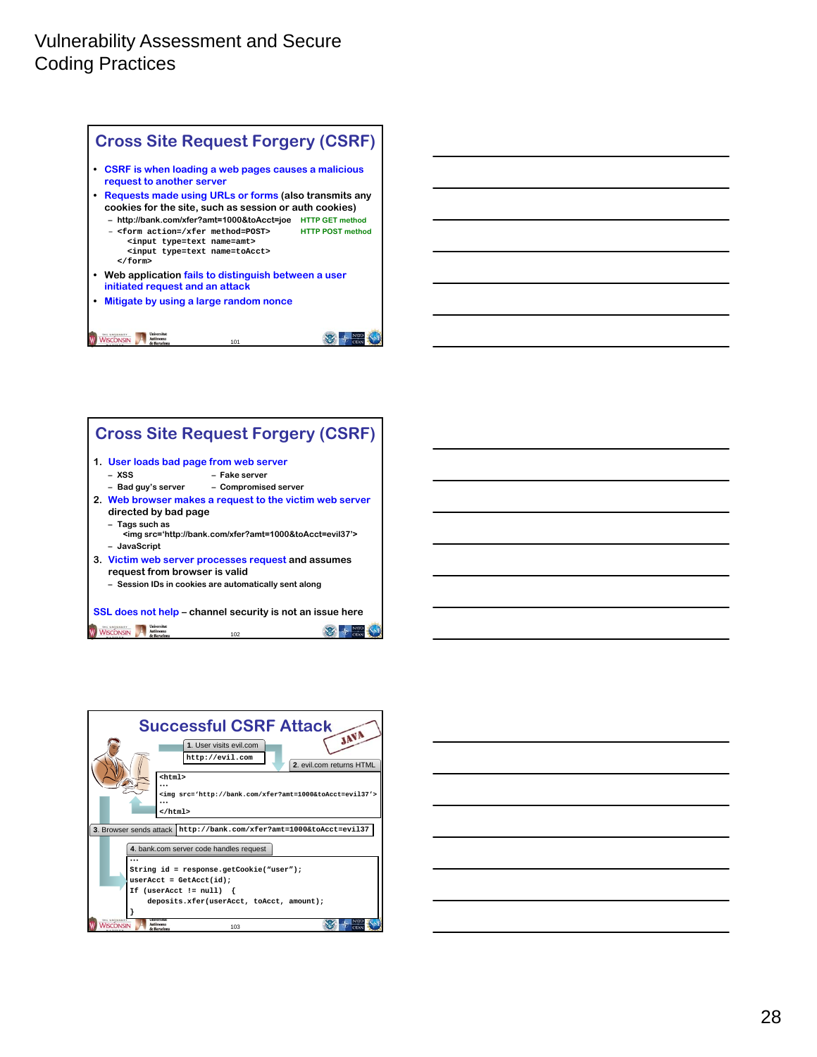Vulnerability Assessment and Secure Coding Practices

## Cross Site Request Forgery (CSRF)

- CSRF is when loading a web pages causes a malicious request to another server
- Requests made using URLs or forms (also transmits any cookies for the site, such as session or auth cookies)
  - http://bank.com/xfer?amt=1000&toAcct=joe HTTP GET method
  - `<form action=/xfer method=POST>` HTTP POST method

```
<form action=/xfer method=POST>
   <input type=text name=amt>
   <input type=text name=toAcct>
</form>
```

- Web application fails to distinguish between a user initiated request and an attack
- Mitigate by using a large random nonce

## Cross Site Request Forgery (CSRF)

1. User loads bad page from web server
   - XSS
   - Fake server
   - Bad guy's server
   - Compromised server
2. Web browser makes a request to the victim web server directed by bad page
   - Tags such as `<img src='http://bank.com/xfer?amt=1000&toAcct=evil37'>`
   - JavaScript
3. Victim web server processes request and assumes request from browser is valid
   - Session IDs in cookies are automatically sent along

SSL does not help – channel security is not an issue here

## Successful CSRF Attack

1. User visits evil.com

```
http://evil.com
```

2. evil.com returns HTML

```
<html>
…
<img src='http://bank.com/xfer?amt=1000&toAcct=evil37'>
…
</html>
```

3. Browser sends attack

```
http://bank.com/xfer?amt=1000&toAcct=evil37
```

4. bank.com server code handles request

```
…
String id = response.getCookie("user");
userAcct = GetAcct(id);
If (userAcct != null)  {
    deposits.xfer(userAcct, toAcct, amount);
}
```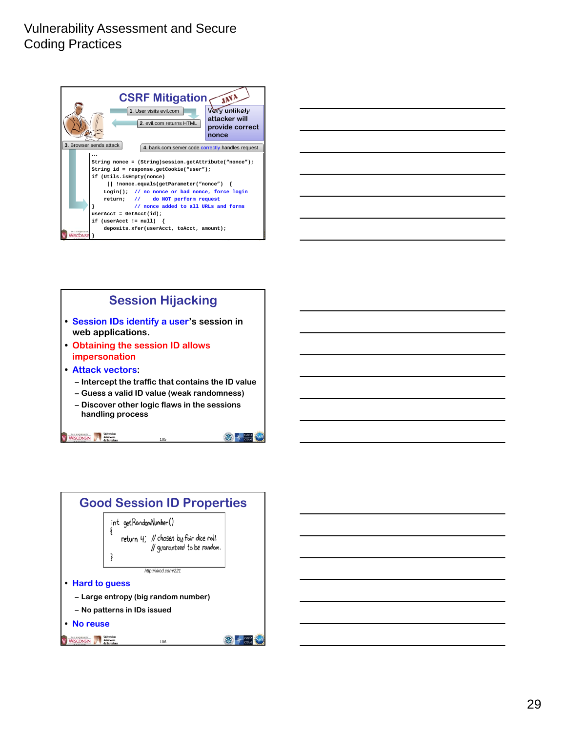# Vulnerability Assessment and Secure Coding Practices

## CSRF Mitigation

1. User visits evil.com
2. evil.com returns HTML
3. Browser sends attack
4. bank.com server code correctly handles request

Very unlikely attacker will provide correct nonce

JAVA

```
...
String nonce = (String)session.getAttribute("nonce");
String id = response.getCookie("user");
if (Utils.isEmpty(nonce)
    || !nonce.equals(getParameter("nonce")  {
  Login();  // no nonce or bad nonce, force login
  return;   //    do NOT perform request
}           // nonce added to all URLs and forms
userAcct = GetAcct(id);
if (userAcct != null)  {
  deposits.xfer(userAcct, toAcct, amount);
}
```

## Session Hijacking

- Session IDs identify a user's session in web applications.
- Obtaining the session ID allows impersonation
- Attack vectors:
  - Intercept the traffic that contains the ID value
  - Guess a valid ID value (weak randomness)
  - Discover other logic flaws in the sessions handling process

## Good Session ID Properties

```
int getRandomNumber()
{
    return 4;  // chosen by fair dice roll.
               // guaranteed to be random.
}
```

http://xkcd.com/221

- Hard to guess
  - Large entropy (big random number)
  - No patterns in IDs issued
- No reuse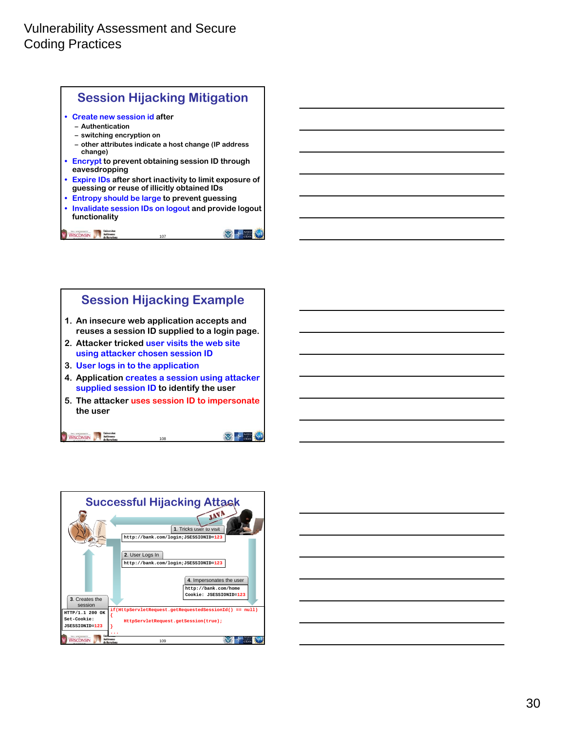## Session Hijacking Mitigation

- Create new session id after
  - Authentication
  - switching encryption on
  - other attributes indicate a host change (IP address change)
- Encrypt to prevent obtaining session ID through eavesdropping
- Expire IDs after short inactivity to limit exposure of guessing or reuse of illicitly obtained IDs
- Entropy should be large to prevent guessing
- Invalidate session IDs on logout and provide logout functionality

## Session Hijacking Example

1. An insecure web application accepts and reuses a session ID supplied to a login page.
2. Attacker tricked user visits the web site using attacker chosen session ID
3. User logs in to the application
4. Application creates a session using attacker supplied session ID to identify the user
5. The attacker uses session ID to impersonate the user

## Successful Hijacking Attack

1. Tricks user to visit

```
http://bank.com/login;JSESSIONID=123
```

2. User Logs In

```
http://bank.com/login;JSESSIONID=123
```

3. Creates the session

```
HTTP/1.1 200 OK
Set-Cookie:
JSESSIONID=123
```

```
if(HttpServletRequest.getRequestedSessionId() == null)
{
    HttpServletRequest.getSession(true);
}
...
```

4. Impersonates the user

```
http://bank.com/home
Cookie: JSESSIONID=123
```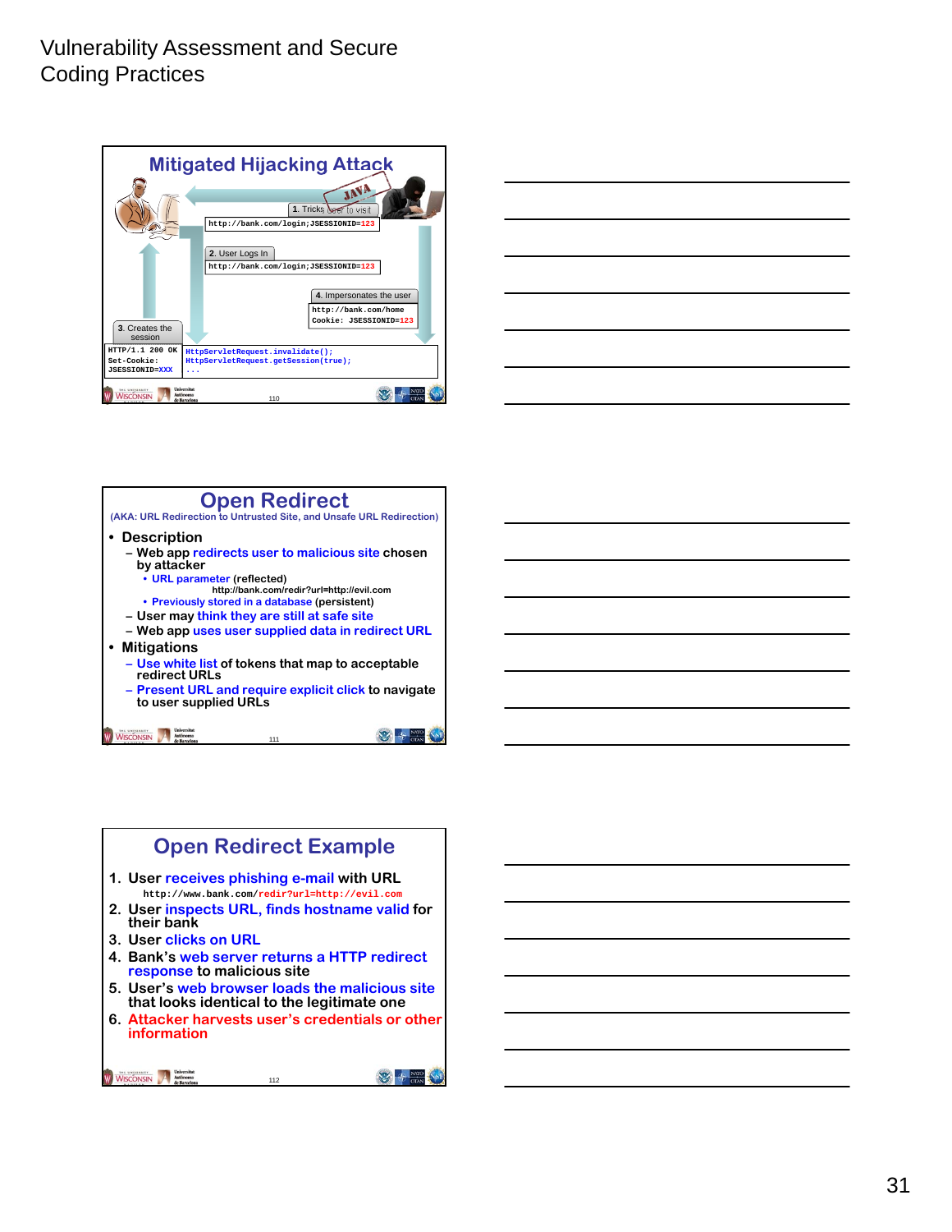Vulnerability Assessment and Secure Coding Practices

## Mitigated Hijacking Attack

1. Tricks user to visit

```
http://bank.com/login;JSESSIONID=123
```

2. User Logs In

```
http://bank.com/login;JSESSIONID=123
```

3. Creates the session

```
HTTP/1.1 200 OK
Set-Cookie:
JSESSIONID=XXX
```

```
HttpServletRequest.invalidate();
HttpServletRequest.getSession(true);
...
```

4. Impersonates the user

```
http://bank.com/home
Cookie: JSESSIONID=123
```

## Open Redirect

(AKA: URL Redirection to Untrusted Site, and Unsafe URL Redirection)

- Description
  - Web app redirects user to malicious site chosen by attacker
    - URL parameter (reflected)
      http://bank.com/redir?url=http://evil.com
    - Previously stored in a database (persistent)
  - User may think they are still at safe site
  - Web app uses user supplied data in redirect URL
- Mitigations
  - Use white list of tokens that map to acceptable redirect URLs
  - Present URL and require explicit click to navigate to user supplied URLs

## Open Redirect Example

1. User receives phishing e-mail with URL
   `http://www.bank.com/redir?url=http://evil.com`
2. User inspects URL, finds hostname valid for their bank
3. User clicks on URL
4. Bank's web server returns a HTTP redirect response to malicious site
5. User's web browser loads the malicious site that looks identical to the legitimate one
6. Attacker harvests user's credentials or other information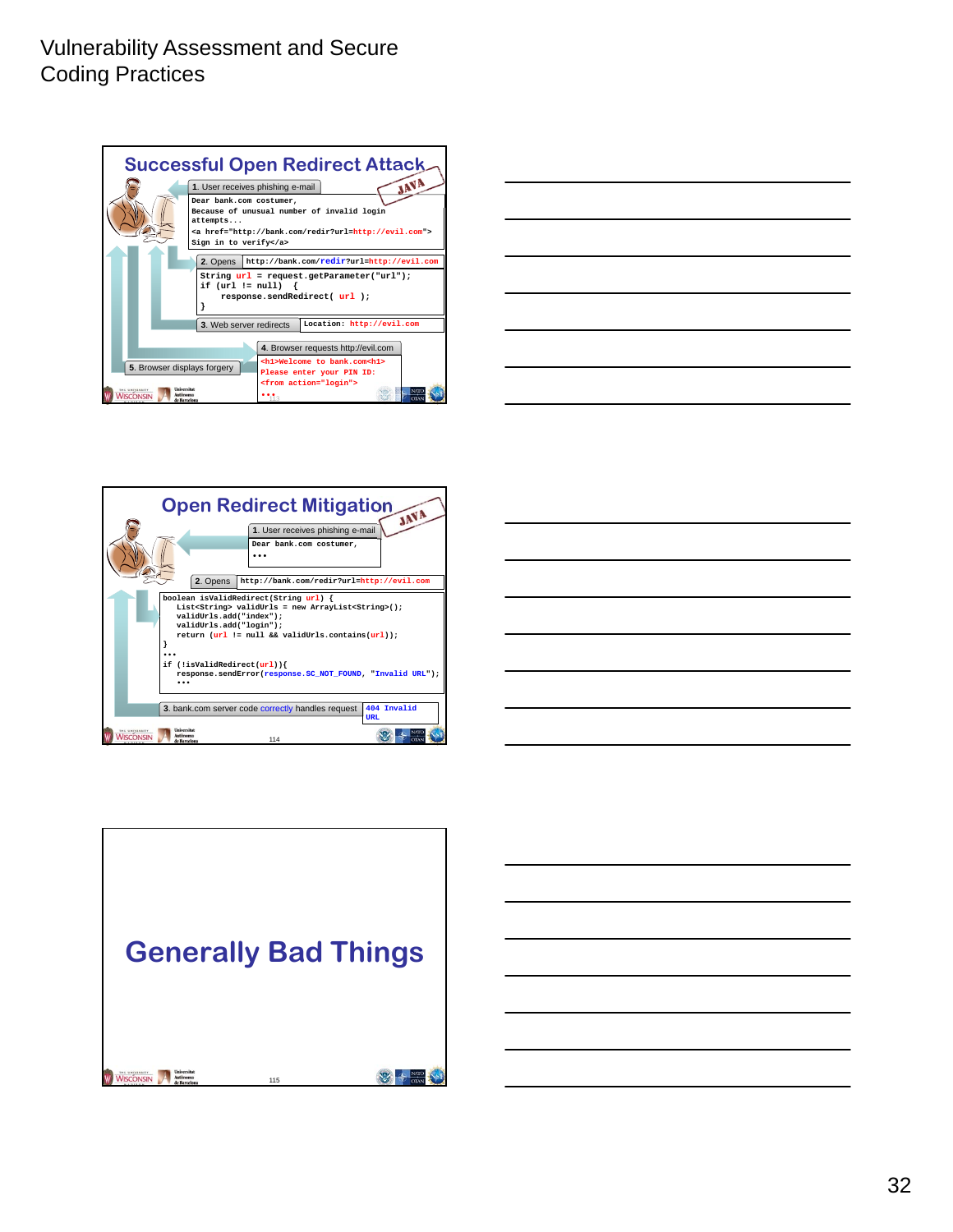# Vulnerability Assessment and Secure Coding Practices

## Successful Open Redirect Attack

JAVA

1. User receives phishing e-mail

```
Dear bank.com costumer,
Because of unusual number of invalid login
attempts...
<a href="http://bank.com/redir?url=http://evil.com">
Sign in to verify</a>
```

2. Opens `http://bank.com/redir?url=http://evil.com`

```
String url = request.getParameter("url");
if (url != null)  {
    response.sendRedirect( url );
}
```

3. Web server redirects `Location: http://evil.com`

4. Browser requests http://evil.com

```
<h1>Welcome to bank.com<h1>
Please enter your PIN ID:
<from action="login">
•••
```

5. Browser displays forgery

## Open Redirect Mitigation

JAVA

1. User receives phishing e-mail

```
Dear bank.com costumer,
•••
```

2. Opens `http://bank.com/redir?url=http://evil.com`

```
boolean isValidRedirect(String url) {
    List<String> validUrls = new ArrayList<String>();
    validUrls.add("index");
    validUrls.add("login");
    return (url != null && validUrls.contains(url));
}
•••
if (!isValidRedirect(url)){
    response.sendError(response.SC_NOT_FOUND, "Invalid URL");
    •••
```

3. bank.com server code correctly handles request `404 Invalid URL`

## Generally Bad Things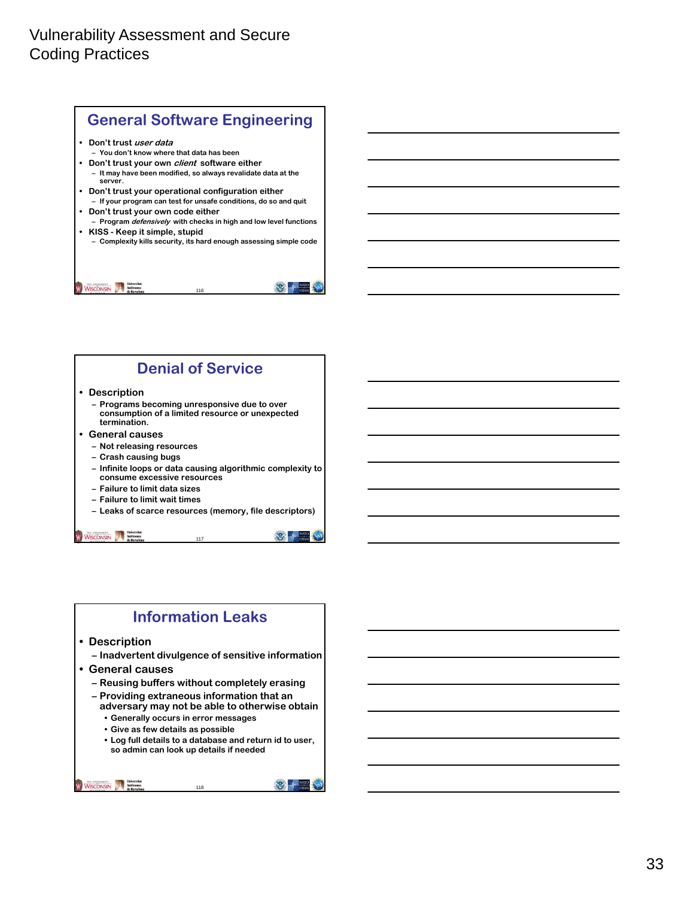# Vulnerability Assessment and Secure Coding Practices

## General Software Engineering

- Don't trust *user data*
  - You don't know where that data has been
- Don't trust your own *client* software either
  - It may have been modified, so always revalidate data at the server.
- Don't trust your operational configuration either
  - If your program can test for unsafe conditions, do so and quit
- Don't trust your own code either
  - Program *defensively* with checks in high and low level functions
- KISS - Keep it simple, stupid
  - Complexity kills security, its hard enough assessing simple code

## Denial of Service

- Description
  - Programs becoming unresponsive due to over consumption of a limited resource or unexpected termination.
- General causes
  - Not releasing resources
  - Crash causing bugs
  - Infinite loops or data causing algorithmic complexity to consume excessive resources
  - Failure to limit data sizes
  - Failure to limit wait times
  - Leaks of scarce resources (memory, file descriptors)

## Information Leaks

- Description
  - Inadvertent divulgence of sensitive information
- General causes
  - Reusing buffers without completely erasing
  - Providing extraneous information that an adversary may not be able to otherwise obtain
    - Generally occurs in error messages
    - Give as few details as possible
    - Log full details to a database and return id to user, so admin can look up details if needed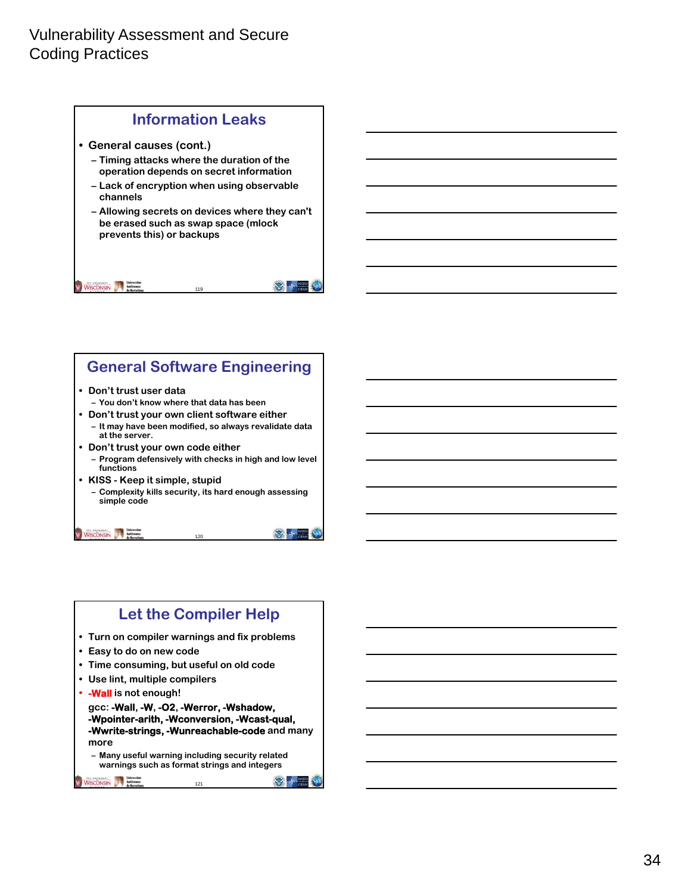## Information Leaks

- General causes (cont.)
  - Timing attacks where the duration of the operation depends on secret information
  - Lack of encryption when using observable channels
  - Allowing secrets on devices where they can't be erased such as swap space (mlock prevents this) or backups

## General Software Engineering

- Don't trust user data
  - You don't know where that data has been
- Don't trust your own client software either
  - It may have been modified, so always revalidate data at the server.
- Don't trust your own code either
  - Program defensively with checks in high and low level functions
- KISS - Keep it simple, stupid
  - Complexity kills security, its hard enough assessing simple code

## Let the Compiler Help

- Turn on compiler warnings and fix problems
- Easy to do on new code
- Time consuming, but useful on old code
- Use lint, multiple compilers
- **-Wall** is not enough!

  gcc: **-Wall**, **-W**, **-O2**, **-Werror**, **-Wshadow**, **-Wpointer-arith**, **-Wconversion**, **-Wcast-qual**, **-Wwrite-strings**, **-Wunreachable-code** and many more
  - Many useful warning including security related warnings such as format strings and integers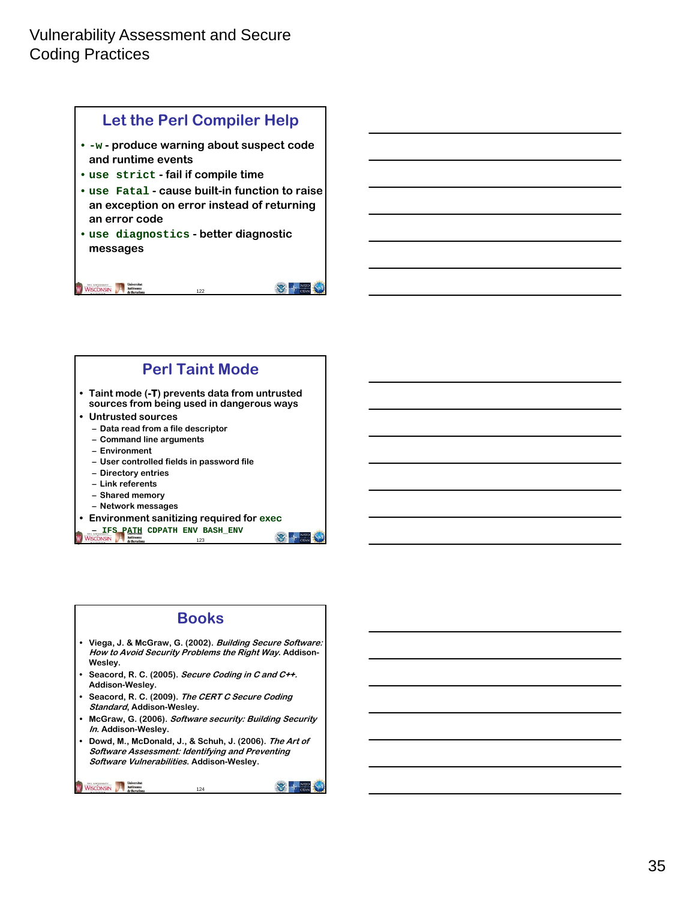## Let the Perl Compiler Help

- `-w` - produce warning about suspect code and runtime events
- `use strict` - fail if compile time
- `use Fatal` - cause built-in function to raise an exception on error instead of returning an error code
- `use diagnostics` - better diagnostic messages

## Perl Taint Mode

- Taint mode (**-T**) prevents data from untrusted sources from being used in dangerous ways
- Untrusted sources
  - Data read from a file descriptor
  - Command line arguments
  - Environment
  - User controlled fields in password file
  - Directory entries
  - Link referents
  - Shared memory
  - Network messages
- Environment sanitizing required for `exec`
  - `IFS PATH CDPATH ENV BASH_ENV`

## Books

- Viega, J. & McGraw, G. (2002). *Building Secure Software: How to Avoid Security Problems the Right Way*. Addison-Wesley.
- Seacord, R. C. (2005). *Secure Coding in C and C++*. Addison-Wesley.
- Seacord, R. C. (2009). *The CERT C Secure Coding Standard*, Addison-Wesley.
- McGraw, G. (2006). *Software security: Building Security In*. Addison-Wesley.
- Dowd, M., McDonald, J., & Schuh, J. (2006). *The Art of Software Assessment: Identifying and Preventing Software Vulnerabilities*. Addison-Wesley.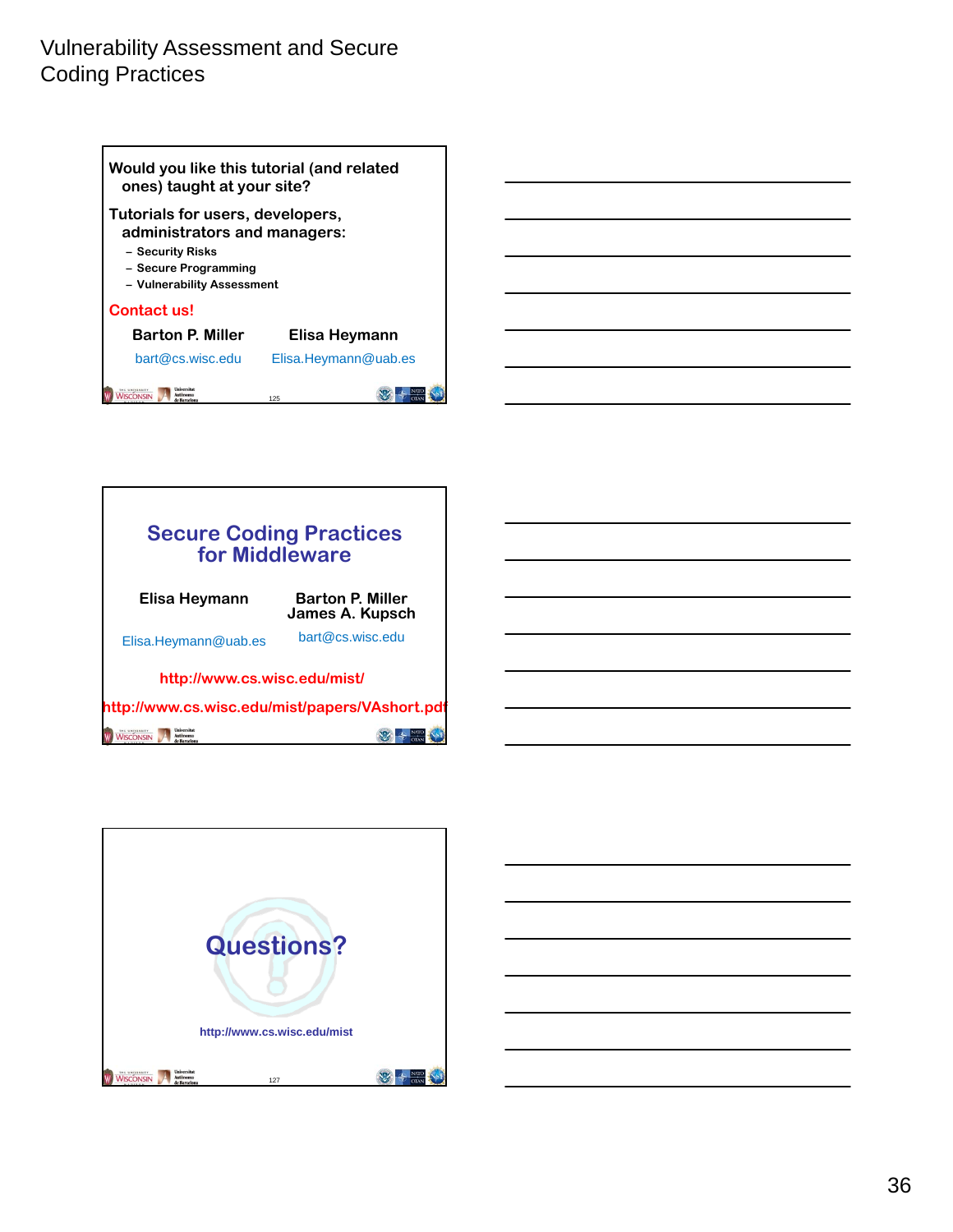Would you like this tutorial (and related ones) taught at your site?

Tutorials for users, developers, administrators and managers:

- Security Risks
- Secure Programming
- Vulnerability Assessment

Contact us!

Barton P. Miller
bart@cs.wisc.edu

Elisa Heymann
Elisa.Heymann@uab.es

## Secure Coding Practices for Middleware

Elisa Heymann
Elisa.Heymann@uab.es

Barton P. Miller
James A. Kupsch
bart@cs.wisc.edu

http://www.cs.wisc.edu/mist/

http://www.cs.wisc.edu/mist/papers/VAshort.pdf

## Questions?

http://www.cs.wisc.edu/mist